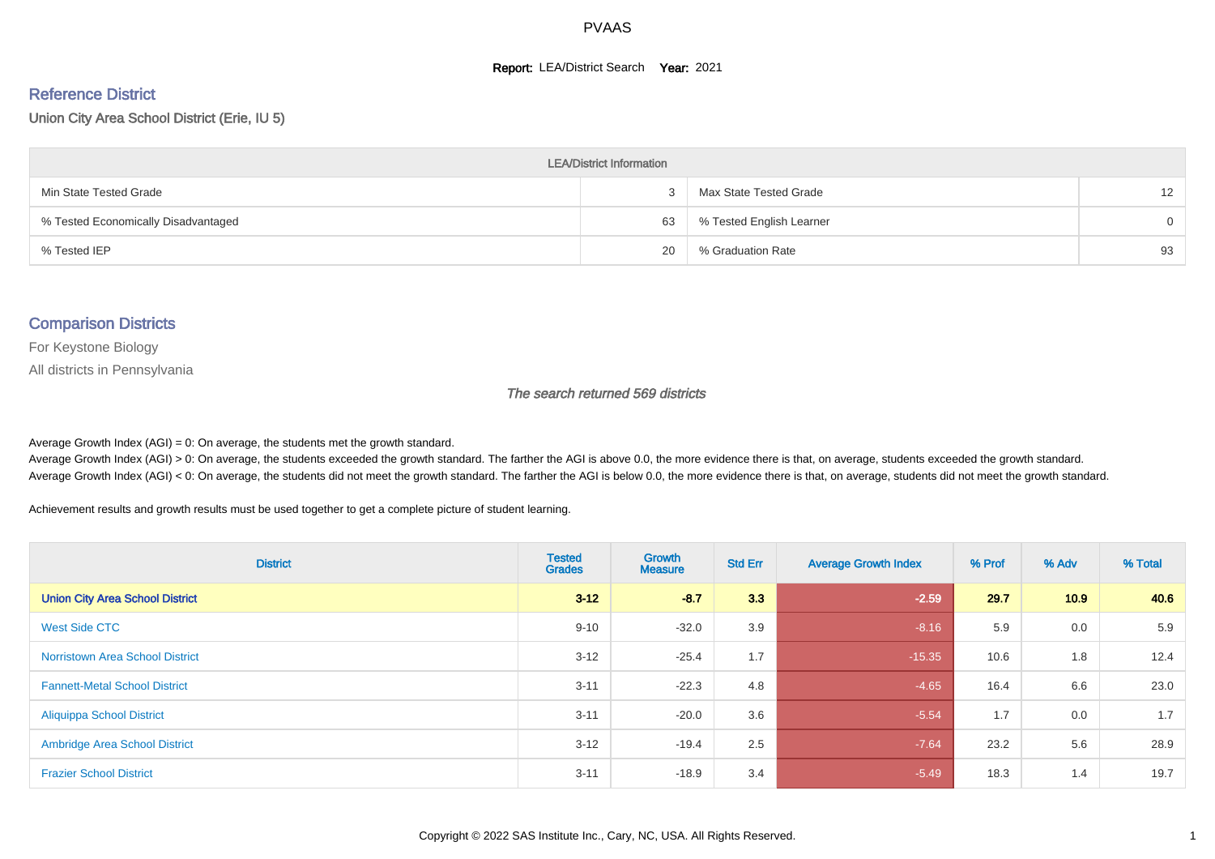# PVAAS

**Report:** LEA/District Search **Year:** 2021

## Reference District

Union City Area School District (Erie, IU 5)

| LEA/District Information | | | |
|---|---|---|---|
| Min State Tested Grade | 3 | Max State Tested Grade | 12 |
| % Tested Economically Disadvantaged | 63 | % Tested English Learner | 0 |
| % Tested IEP | 20 | % Graduation Rate | 93 |

## Comparison Districts

For Keystone Biology

All districts in Pennsylvania

*The search returned 569 districts*

Average Growth Index (AGI) = 0: On average, the students met the growth standard.

Average Growth Index (AGI) > 0: On average, the students exceeded the growth standard. The farther the AGI is above 0.0, the more evidence there is that, on average, students exceeded the growth standard.

Average Growth Index (AGI) < 0: On average, the students did not meet the growth standard. The farther the AGI is below 0.0, the more evidence there is that, on average, students did not meet the growth standard.

Achievement results and growth results must be used together to get a complete picture of student learning.

| District | Tested Grades | Growth Measure | Std Err | Average Growth Index | % Prof | % Adv | % Total |
|---|---|---|---|---|---|---|---|
| **Union City Area School District** | **3-12** | **-8.7** | **3.3** | **-2.59** | **29.7** | **10.9** | **40.6** |
| West Side CTC | 9-10 | -32.0 | 3.9 | -8.16 | 5.9 | 0.0 | 5.9 |
| Norristown Area School District | 3-12 | -25.4 | 1.7 | -15.35 | 10.6 | 1.8 | 12.4 |
| Fannett-Metal School District | 3-11 | -22.3 | 4.8 | -4.65 | 16.4 | 6.6 | 23.0 |
| Aliquippa School District | 3-11 | -20.0 | 3.6 | -5.54 | 1.7 | 0.0 | 1.7 |
| Ambridge Area School District | 3-12 | -19.4 | 2.5 | -7.64 | 23.2 | 5.6 | 28.9 |
| Frazier School District | 3-11 | -18.9 | 3.4 | -5.49 | 18.3 | 1.4 | 19.7 |

Copyright © 2022 SAS Institute Inc., Cary, NC, USA. All Rights Reserved.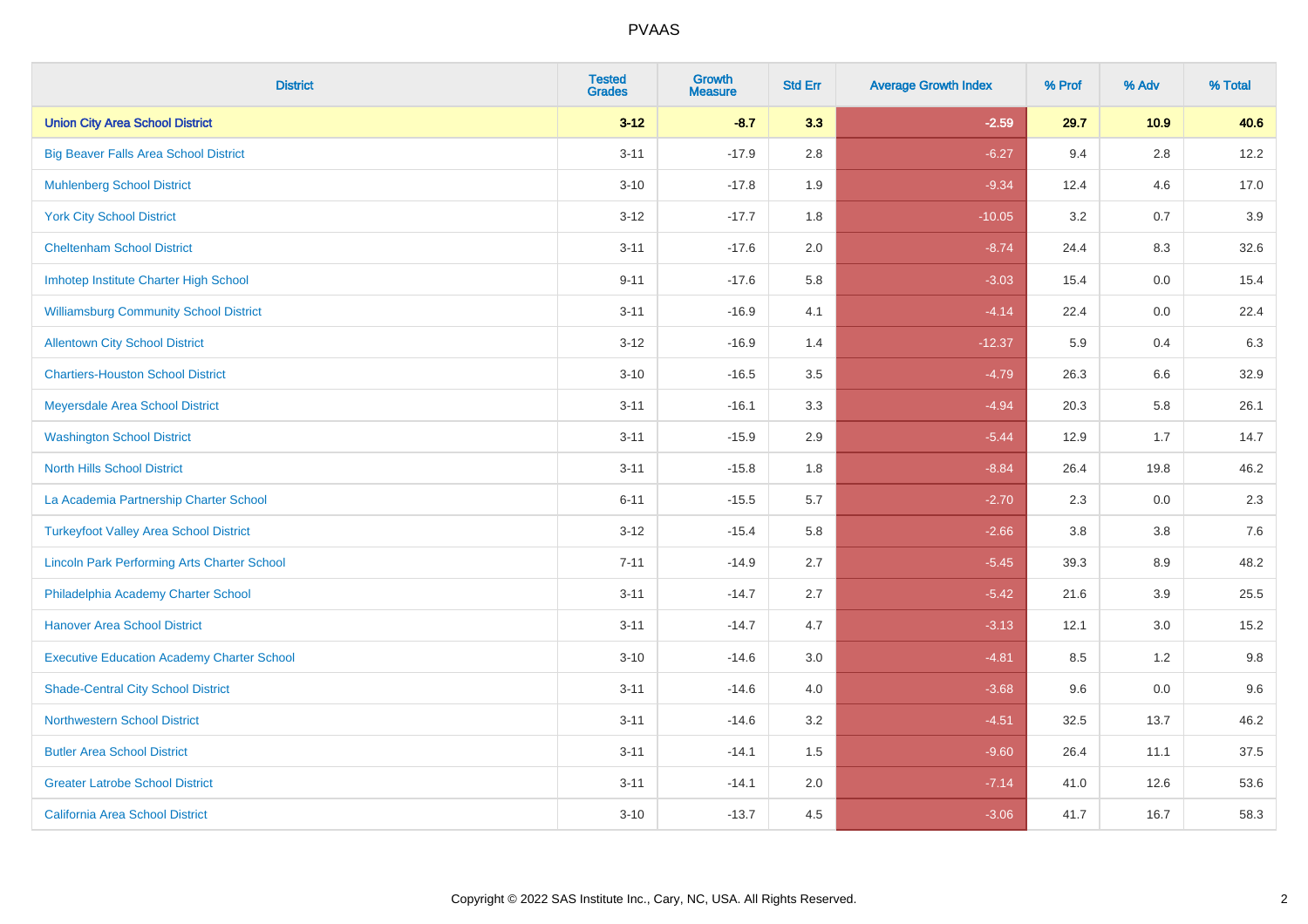| District | Tested Grades | Growth Measure | Std Err | Average Growth Index | % Prof | % Adv | % Total |
|---|---|---|---|---|---|---|---|
| **Union City Area School District** | **3-12** | **-8.7** | **3.3** | **-2.59** | **29.7** | **10.9** | **40.6** |
| Big Beaver Falls Area School District | 3-11 | -17.9 | 2.8 | -6.27 | 9.4 | 2.8 | 12.2 |
| Muhlenberg School District | 3-10 | -17.8 | 1.9 | -9.34 | 12.4 | 4.6 | 17.0 |
| York City School District | 3-12 | -17.7 | 1.8 | -10.05 | 3.2 | 0.7 | 3.9 |
| Cheltenham School District | 3-11 | -17.6 | 2.0 | -8.74 | 24.4 | 8.3 | 32.6 |
| Imhotep Institute Charter High School | 9-11 | -17.6 | 5.8 | -3.03 | 15.4 | 0.0 | 15.4 |
| Williamsburg Community School District | 3-11 | -16.9 | 4.1 | -4.14 | 22.4 | 0.0 | 22.4 |
| Allentown City School District | 3-12 | -16.9 | 1.4 | -12.37 | 5.9 | 0.4 | 6.3 |
| Chartiers-Houston School District | 3-10 | -16.5 | 3.5 | -4.79 | 26.3 | 6.6 | 32.9 |
| Meyersdale Area School District | 3-11 | -16.1 | 3.3 | -4.94 | 20.3 | 5.8 | 26.1 |
| Washington School District | 3-11 | -15.9 | 2.9 | -5.44 | 12.9 | 1.7 | 14.7 |
| North Hills School District | 3-11 | -15.8 | 1.8 | -8.84 | 26.4 | 19.8 | 46.2 |
| La Academia Partnership Charter School | 6-11 | -15.5 | 5.7 | -2.70 | 2.3 | 0.0 | 2.3 |
| Turkeyfoot Valley Area School District | 3-12 | -15.4 | 5.8 | -2.66 | 3.8 | 3.8 | 7.6 |
| Lincoln Park Performing Arts Charter School | 7-11 | -14.9 | 2.7 | -5.45 | 39.3 | 8.9 | 48.2 |
| Philadelphia Academy Charter School | 3-11 | -14.7 | 2.7 | -5.42 | 21.6 | 3.9 | 25.5 |
| Hanover Area School District | 3-11 | -14.7 | 4.7 | -3.13 | 12.1 | 3.0 | 15.2 |
| Executive Education Academy Charter School | 3-10 | -14.6 | 3.0 | -4.81 | 8.5 | 1.2 | 9.8 |
| Shade-Central City School District | 3-11 | -14.6 | 4.0 | -3.68 | 9.6 | 0.0 | 9.6 |
| Northwestern School District | 3-11 | -14.6 | 3.2 | -4.51 | 32.5 | 13.7 | 46.2 |
| Butler Area School District | 3-11 | -14.1 | 1.5 | -9.60 | 26.4 | 11.1 | 37.5 |
| Greater Latrobe School District | 3-11 | -14.1 | 2.0 | -7.14 | 41.0 | 12.6 | 53.6 |
| California Area School District | 3-10 | -13.7 | 4.5 | -3.06 | 41.7 | 16.7 | 58.3 |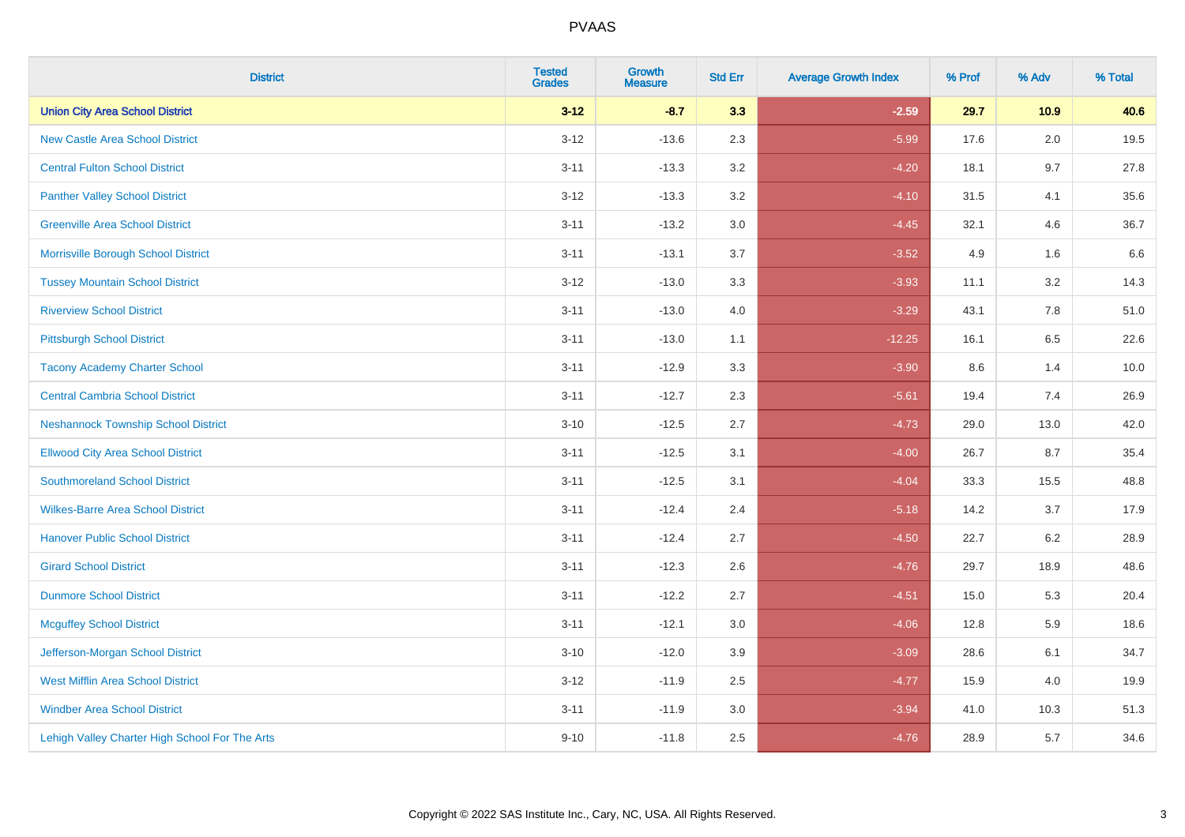| District | Tested Grades | Growth Measure | Std Err | Average Growth Index | % Prof | % Adv | % Total |
|---|---|---|---|---|---|---|---|
| **Union City Area School District** | **3-12** | **-8.7** | **3.3** | **-2.59** | **29.7** | **10.9** | **40.6** |
| New Castle Area School District | 3-12 | -13.6 | 2.3 | -5.99 | 17.6 | 2.0 | 19.5 |
| Central Fulton School District | 3-11 | -13.3 | 3.2 | -4.20 | 18.1 | 9.7 | 27.8 |
| Panther Valley School District | 3-12 | -13.3 | 3.2 | -4.10 | 31.5 | 4.1 | 35.6 |
| Greenville Area School District | 3-11 | -13.2 | 3.0 | -4.45 | 32.1 | 4.6 | 36.7 |
| Morrisville Borough School District | 3-11 | -13.1 | 3.7 | -3.52 | 4.9 | 1.6 | 6.6 |
| Tussey Mountain School District | 3-12 | -13.0 | 3.3 | -3.93 | 11.1 | 3.2 | 14.3 |
| Riverview School District | 3-11 | -13.0 | 4.0 | -3.29 | 43.1 | 7.8 | 51.0 |
| Pittsburgh School District | 3-11 | -13.0 | 1.1 | -12.25 | 16.1 | 6.5 | 22.6 |
| Tacony Academy Charter School | 3-11 | -12.9 | 3.3 | -3.90 | 8.6 | 1.4 | 10.0 |
| Central Cambria School District | 3-11 | -12.7 | 2.3 | -5.61 | 19.4 | 7.4 | 26.9 |
| Neshannock Township School District | 3-10 | -12.5 | 2.7 | -4.73 | 29.0 | 13.0 | 42.0 |
| Ellwood City Area School District | 3-11 | -12.5 | 3.1 | -4.00 | 26.7 | 8.7 | 35.4 |
| Southmoreland School District | 3-11 | -12.5 | 3.1 | -4.04 | 33.3 | 15.5 | 48.8 |
| Wilkes-Barre Area School District | 3-11 | -12.4 | 2.4 | -5.18 | 14.2 | 3.7 | 17.9 |
| Hanover Public School District | 3-11 | -12.4 | 2.7 | -4.50 | 22.7 | 6.2 | 28.9 |
| Girard School District | 3-11 | -12.3 | 2.6 | -4.76 | 29.7 | 18.9 | 48.6 |
| Dunmore School District | 3-11 | -12.2 | 2.7 | -4.51 | 15.0 | 5.3 | 20.4 |
| Mcguffey School District | 3-11 | -12.1 | 3.0 | -4.06 | 12.8 | 5.9 | 18.6 |
| Jefferson-Morgan School District | 3-10 | -12.0 | 3.9 | -3.09 | 28.6 | 6.1 | 34.7 |
| West Mifflin Area School District | 3-12 | -11.9 | 2.5 | -4.77 | 15.9 | 4.0 | 19.9 |
| Windber Area School District | 3-11 | -11.9 | 3.0 | -3.94 | 41.0 | 10.3 | 51.3 |
| Lehigh Valley Charter High School For The Arts | 9-10 | -11.8 | 2.5 | -4.76 | 28.9 | 5.7 | 34.6 |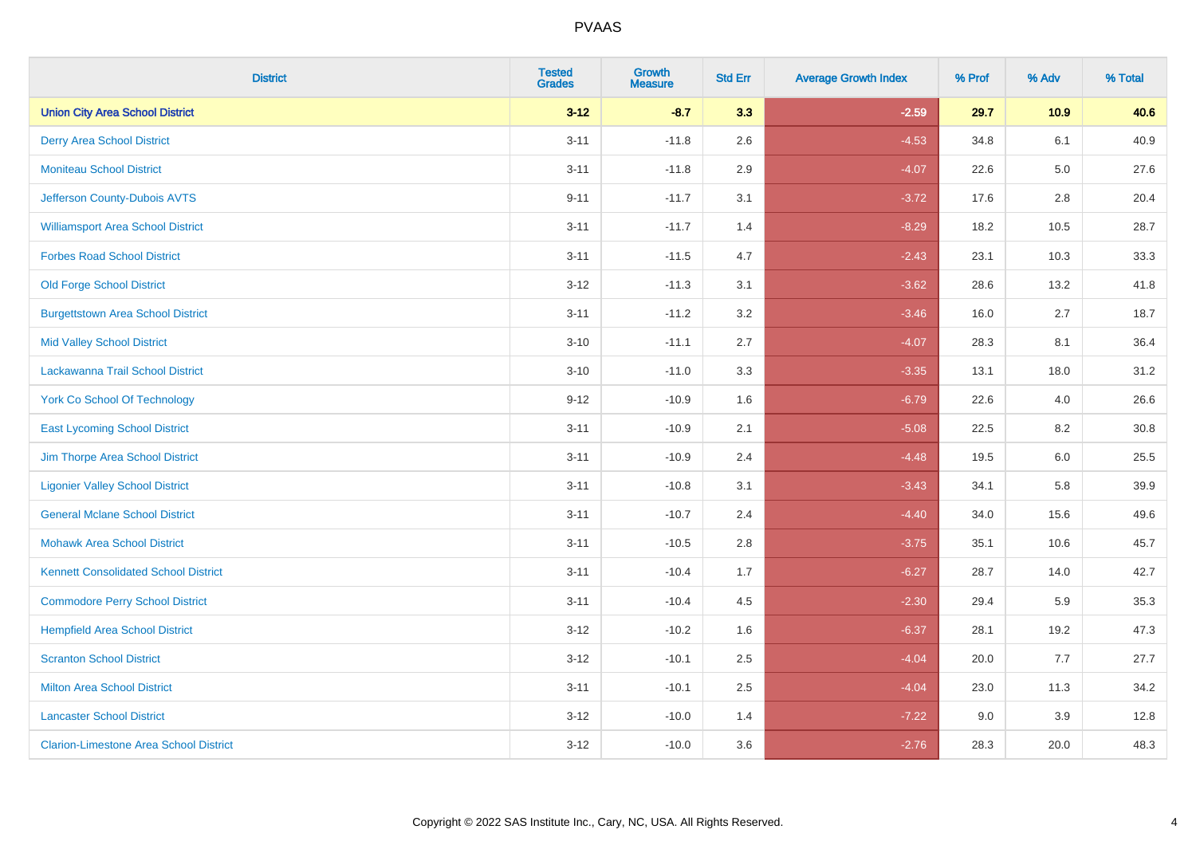# PVAAS

| District | Tested Grades | Growth Measure | Std Err | Average Growth Index | % Prof | % Adv | % Total |
|---|---|---|---|---|---|---|---|
| **Union City Area School District** | **3-12** | **-8.7** | **3.3** | **-2.59** | **29.7** | **10.9** | **40.6** |
| Derry Area School District | 3-11 | -11.8 | 2.6 | -4.53 | 34.8 | 6.1 | 40.9 |
| Moniteau School District | 3-11 | -11.8 | 2.9 | -4.07 | 22.6 | 5.0 | 27.6 |
| Jefferson County-Dubois AVTS | 9-11 | -11.7 | 3.1 | -3.72 | 17.6 | 2.8 | 20.4 |
| Williamsport Area School District | 3-11 | -11.7 | 1.4 | -8.29 | 18.2 | 10.5 | 28.7 |
| Forbes Road School District | 3-11 | -11.5 | 4.7 | -2.43 | 23.1 | 10.3 | 33.3 |
| Old Forge School District | 3-12 | -11.3 | 3.1 | -3.62 | 28.6 | 13.2 | 41.8 |
| Burgettstown Area School District | 3-11 | -11.2 | 3.2 | -3.46 | 16.0 | 2.7 | 18.7 |
| Mid Valley School District | 3-10 | -11.1 | 2.7 | -4.07 | 28.3 | 8.1 | 36.4 |
| Lackawanna Trail School District | 3-10 | -11.0 | 3.3 | -3.35 | 13.1 | 18.0 | 31.2 |
| York Co School Of Technology | 9-12 | -10.9 | 1.6 | -6.79 | 22.6 | 4.0 | 26.6 |
| East Lycoming School District | 3-11 | -10.9 | 2.1 | -5.08 | 22.5 | 8.2 | 30.8 |
| Jim Thorpe Area School District | 3-11 | -10.9 | 2.4 | -4.48 | 19.5 | 6.0 | 25.5 |
| Ligonier Valley School District | 3-11 | -10.8 | 3.1 | -3.43 | 34.1 | 5.8 | 39.9 |
| General Mclane School District | 3-11 | -10.7 | 2.4 | -4.40 | 34.0 | 15.6 | 49.6 |
| Mohawk Area School District | 3-11 | -10.5 | 2.8 | -3.75 | 35.1 | 10.6 | 45.7 |
| Kennett Consolidated School District | 3-11 | -10.4 | 1.7 | -6.27 | 28.7 | 14.0 | 42.7 |
| Commodore Perry School District | 3-11 | -10.4 | 4.5 | -2.30 | 29.4 | 5.9 | 35.3 |
| Hempfield Area School District | 3-12 | -10.2 | 1.6 | -6.37 | 28.1 | 19.2 | 47.3 |
| Scranton School District | 3-12 | -10.1 | 2.5 | -4.04 | 20.0 | 7.7 | 27.7 |
| Milton Area School District | 3-11 | -10.1 | 2.5 | -4.04 | 23.0 | 11.3 | 34.2 |
| Lancaster School District | 3-12 | -10.0 | 1.4 | -7.22 | 9.0 | 3.9 | 12.8 |
| Clarion-Limestone Area School District | 3-12 | -10.0 | 3.6 | -2.76 | 28.3 | 20.0 | 48.3 |

Copyright © 2022 SAS Institute Inc., Cary, NC, USA. All Rights Reserved.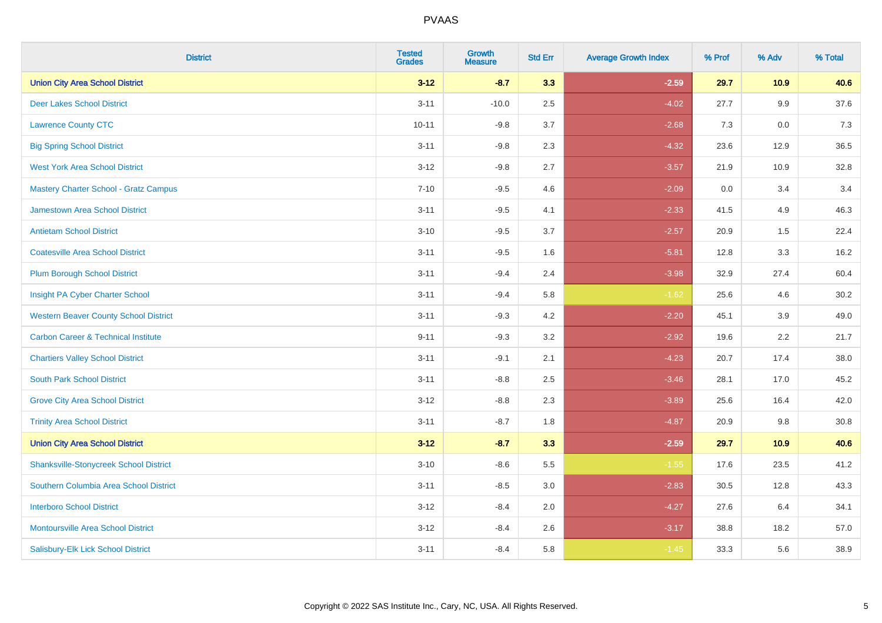| District | Tested Grades | Growth Measure | Std Err | Average Growth Index | % Prof | % Adv | % Total |
|---|---|---|---|---|---|---|---|
| **Union City Area School District** | **3-12** | **-8.7** | **3.3** | **-2.59** | **29.7** | **10.9** | **40.6** |
| Deer Lakes School District | 3-11 | -10.0 | 2.5 | -4.02 | 27.7 | 9.9 | 37.6 |
| Lawrence County CTC | 10-11 | -9.8 | 3.7 | -2.68 | 7.3 | 0.0 | 7.3 |
| Big Spring School District | 3-11 | -9.8 | 2.3 | -4.32 | 23.6 | 12.9 | 36.5 |
| West York Area School District | 3-12 | -9.8 | 2.7 | -3.57 | 21.9 | 10.9 | 32.8 |
| Mastery Charter School - Gratz Campus | 7-10 | -9.5 | 4.6 | -2.09 | 0.0 | 3.4 | 3.4 |
| Jamestown Area School District | 3-11 | -9.5 | 4.1 | -2.33 | 41.5 | 4.9 | 46.3 |
| Antietam School District | 3-10 | -9.5 | 3.7 | -2.57 | 20.9 | 1.5 | 22.4 |
| Coatesville Area School District | 3-11 | -9.5 | 1.6 | -5.81 | 12.8 | 3.3 | 16.2 |
| Plum Borough School District | 3-11 | -9.4 | 2.4 | -3.98 | 32.9 | 27.4 | 60.4 |
| Insight PA Cyber Charter School | 3-11 | -9.4 | 5.8 | -1.62 | 25.6 | 4.6 | 30.2 |
| Western Beaver County School District | 3-11 | -9.3 | 4.2 | -2.20 | 45.1 | 3.9 | 49.0 |
| Carbon Career & Technical Institute | 9-11 | -9.3 | 3.2 | -2.92 | 19.6 | 2.2 | 21.7 |
| Chartiers Valley School District | 3-11 | -9.1 | 2.1 | -4.23 | 20.7 | 17.4 | 38.0 |
| South Park School District | 3-11 | -8.8 | 2.5 | -3.46 | 28.1 | 17.0 | 45.2 |
| Grove City Area School District | 3-12 | -8.8 | 2.3 | -3.89 | 25.6 | 16.4 | 42.0 |
| Trinity Area School District | 3-11 | -8.7 | 1.8 | -4.87 | 20.9 | 9.8 | 30.8 |
| **Union City Area School District** | **3-12** | **-8.7** | **3.3** | **-2.59** | **29.7** | **10.9** | **40.6** |
| Shanksville-Stonycreek School District | 3-10 | -8.6 | 5.5 | -1.55 | 17.6 | 23.5 | 41.2 |
| Southern Columbia Area School District | 3-11 | -8.5 | 3.0 | -2.83 | 30.5 | 12.8 | 43.3 |
| Interboro School District | 3-12 | -8.4 | 2.0 | -4.27 | 27.6 | 6.4 | 34.1 |
| Montoursville Area School District | 3-12 | -8.4 | 2.6 | -3.17 | 38.8 | 18.2 | 57.0 |
| Salisbury-Elk Lick School District | 3-11 | -8.4 | 5.8 | -1.45 | 33.3 | 5.6 | 38.9 |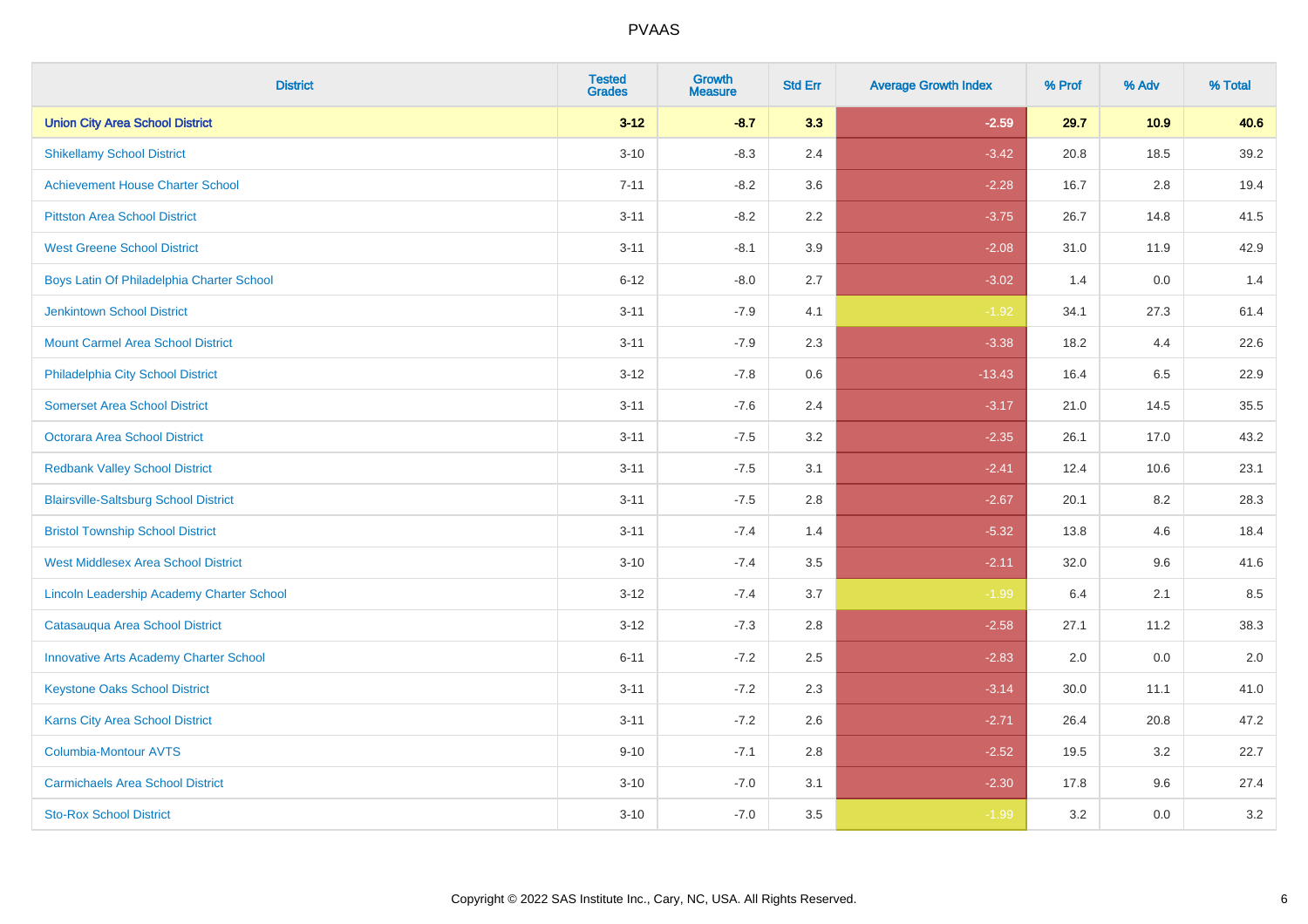# PVAAS

| District | Tested Grades | Growth Measure | Std Err | Average Growth Index | % Prof | % Adv | % Total |
|---|---|---|---|---|---|---|---|
| **Union City Area School District** | **3-12** | **-8.7** | **3.3** | **-2.59** | **29.7** | **10.9** | **40.6** |
| Shikellamy School District | 3-10 | -8.3 | 2.4 | -3.42 | 20.8 | 18.5 | 39.2 |
| Achievement House Charter School | 7-11 | -8.2 | 3.6 | -2.28 | 16.7 | 2.8 | 19.4 |
| Pittston Area School District | 3-11 | -8.2 | 2.2 | -3.75 | 26.7 | 14.8 | 41.5 |
| West Greene School District | 3-11 | -8.1 | 3.9 | -2.08 | 31.0 | 11.9 | 42.9 |
| Boys Latin Of Philadelphia Charter School | 6-12 | -8.0 | 2.7 | -3.02 | 1.4 | 0.0 | 1.4 |
| Jenkintown School District | 3-11 | -7.9 | 4.1 | -1.92 | 34.1 | 27.3 | 61.4 |
| Mount Carmel Area School District | 3-11 | -7.9 | 2.3 | -3.38 | 18.2 | 4.4 | 22.6 |
| Philadelphia City School District | 3-12 | -7.8 | 0.6 | -13.43 | 16.4 | 6.5 | 22.9 |
| Somerset Area School District | 3-11 | -7.6 | 2.4 | -3.17 | 21.0 | 14.5 | 35.5 |
| Octorara Area School District | 3-11 | -7.5 | 3.2 | -2.35 | 26.1 | 17.0 | 43.2 |
| Redbank Valley School District | 3-11 | -7.5 | 3.1 | -2.41 | 12.4 | 10.6 | 23.1 |
| Blairsville-Saltsburg School District | 3-11 | -7.5 | 2.8 | -2.67 | 20.1 | 8.2 | 28.3 |
| Bristol Township School District | 3-11 | -7.4 | 1.4 | -5.32 | 13.8 | 4.6 | 18.4 |
| West Middlesex Area School District | 3-10 | -7.4 | 3.5 | -2.11 | 32.0 | 9.6 | 41.6 |
| Lincoln Leadership Academy Charter School | 3-12 | -7.4 | 3.7 | -1.99 | 6.4 | 2.1 | 8.5 |
| Catasauqua Area School District | 3-12 | -7.3 | 2.8 | -2.58 | 27.1 | 11.2 | 38.3 |
| Innovative Arts Academy Charter School | 6-11 | -7.2 | 2.5 | -2.83 | 2.0 | 0.0 | 2.0 |
| Keystone Oaks School District | 3-11 | -7.2 | 2.3 | -3.14 | 30.0 | 11.1 | 41.0 |
| Karns City Area School District | 3-11 | -7.2 | 2.6 | -2.71 | 26.4 | 20.8 | 47.2 |
| Columbia-Montour AVTS | 9-10 | -7.1 | 2.8 | -2.52 | 19.5 | 3.2 | 22.7 |
| Carmichaels Area School District | 3-10 | -7.0 | 3.1 | -2.30 | 17.8 | 9.6 | 27.4 |
| Sto-Rox School District | 3-10 | -7.0 | 3.5 | -1.99 | 3.2 | 0.0 | 3.2 |

Copyright © 2022 SAS Institute Inc., Cary, NC, USA. All Rights Reserved.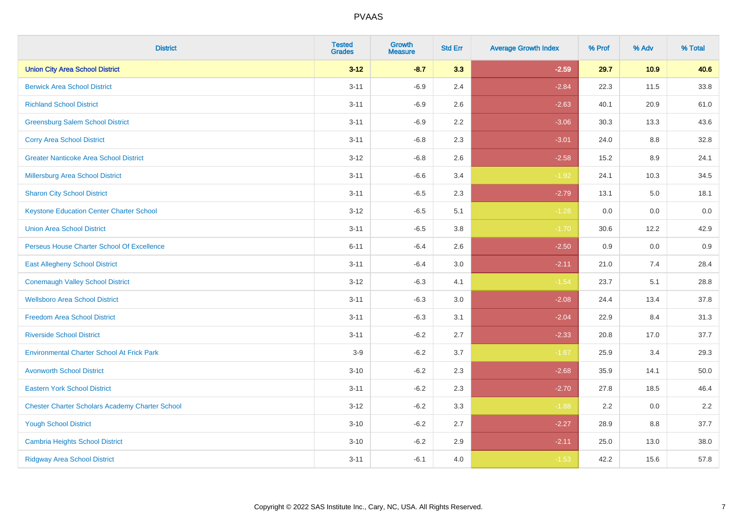# PVAAS

| District | Tested Grades | Growth Measure | Std Err | Average Growth Index | % Prof | % Adv | % Total |
|---|---|---|---|---|---|---|---|
| **Union City Area School District** | **3-12** | **-8.7** | **3.3** | **-2.59** | **29.7** | **10.9** | **40.6** |
| Berwick Area School District | 3-11 | -6.9 | 2.4 | -2.84 | 22.3 | 11.5 | 33.8 |
| Richland School District | 3-11 | -6.9 | 2.6 | -2.63 | 40.1 | 20.9 | 61.0 |
| Greensburg Salem School District | 3-11 | -6.9 | 2.2 | -3.06 | 30.3 | 13.3 | 43.6 |
| Corry Area School District | 3-11 | -6.8 | 2.3 | -3.01 | 24.0 | 8.8 | 32.8 |
| Greater Nanticoke Area School District | 3-12 | -6.8 | 2.6 | -2.58 | 15.2 | 8.9 | 24.1 |
| Millersburg Area School District | 3-11 | -6.6 | 3.4 | -1.92 | 24.1 | 10.3 | 34.5 |
| Sharon City School District | 3-11 | -6.5 | 2.3 | -2.79 | 13.1 | 5.0 | 18.1 |
| Keystone Education Center Charter School | 3-12 | -6.5 | 5.1 | -1.28 | 0.0 | 0.0 | 0.0 |
| Union Area School District | 3-11 | -6.5 | 3.8 | -1.70 | 30.6 | 12.2 | 42.9 |
| Perseus House Charter School Of Excellence | 6-11 | -6.4 | 2.6 | -2.50 | 0.9 | 0.0 | 0.9 |
| East Allegheny School District | 3-11 | -6.4 | 3.0 | -2.11 | 21.0 | 7.4 | 28.4 |
| Conemaugh Valley School District | 3-12 | -6.3 | 4.1 | -1.54 | 23.7 | 5.1 | 28.8 |
| Wellsboro Area School District | 3-11 | -6.3 | 3.0 | -2.08 | 24.4 | 13.4 | 37.8 |
| Freedom Area School District | 3-11 | -6.3 | 3.1 | -2.04 | 22.9 | 8.4 | 31.3 |
| Riverside School District | 3-11 | -6.2 | 2.7 | -2.33 | 20.8 | 17.0 | 37.7 |
| Environmental Charter School At Frick Park | 3-9 | -6.2 | 3.7 | -1.67 | 25.9 | 3.4 | 29.3 |
| Avonworth School District | 3-10 | -6.2 | 2.3 | -2.68 | 35.9 | 14.1 | 50.0 |
| Eastern York School District | 3-11 | -6.2 | 2.3 | -2.70 | 27.8 | 18.5 | 46.4 |
| Chester Charter Scholars Academy Charter School | 3-12 | -6.2 | 3.3 | -1.88 | 2.2 | 0.0 | 2.2 |
| Yough School District | 3-10 | -6.2 | 2.7 | -2.27 | 28.9 | 8.8 | 37.7 |
| Cambria Heights School District | 3-10 | -6.2 | 2.9 | -2.11 | 25.0 | 13.0 | 38.0 |
| Ridgway Area School District | 3-11 | -6.1 | 4.0 | -1.53 | 42.2 | 15.6 | 57.8 |

Copyright © 2022 SAS Institute Inc., Cary, NC, USA. All Rights Reserved.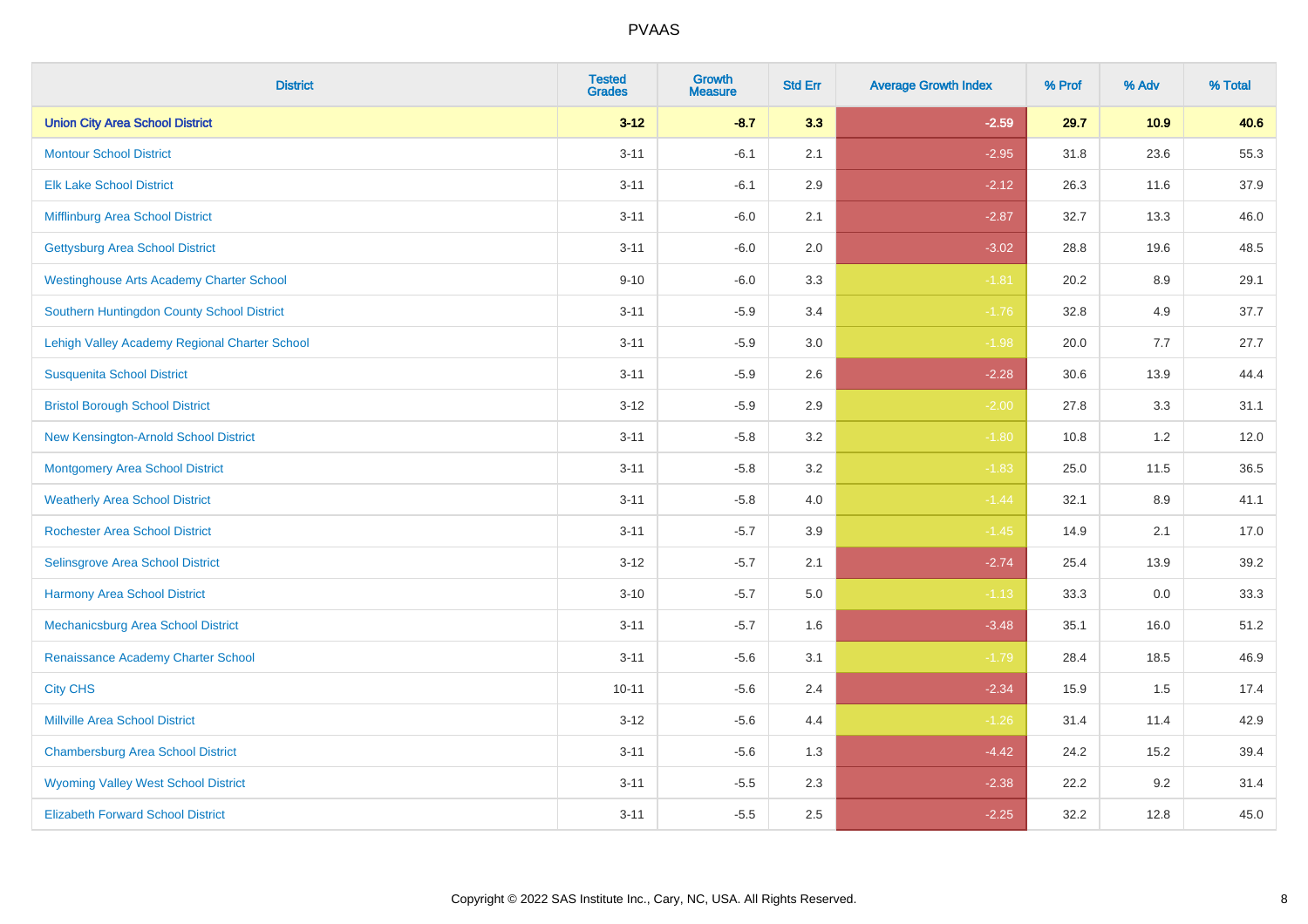# PVAAS

| District | Tested Grades | Growth Measure | Std Err | Average Growth Index | % Prof | % Adv | % Total |
|---|---|---|---|---|---|---|---|
| **Union City Area School District** | **3-12** | **-8.7** | **3.3** | **-2.59** | **29.7** | **10.9** | **40.6** |
| Montour School District | 3-11 | -6.1 | 2.1 | -2.95 | 31.8 | 23.6 | 55.3 |
| Elk Lake School District | 3-11 | -6.1 | 2.9 | -2.12 | 26.3 | 11.6 | 37.9 |
| Mifflinburg Area School District | 3-11 | -6.0 | 2.1 | -2.87 | 32.7 | 13.3 | 46.0 |
| Gettysburg Area School District | 3-11 | -6.0 | 2.0 | -3.02 | 28.8 | 19.6 | 48.5 |
| Westinghouse Arts Academy Charter School | 9-10 | -6.0 | 3.3 | -1.81 | 20.2 | 8.9 | 29.1 |
| Southern Huntingdon County School District | 3-11 | -5.9 | 3.4 | -1.76 | 32.8 | 4.9 | 37.7 |
| Lehigh Valley Academy Regional Charter School | 3-11 | -5.9 | 3.0 | -1.98 | 20.0 | 7.7 | 27.7 |
| Susquenita School District | 3-11 | -5.9 | 2.6 | -2.28 | 30.6 | 13.9 | 44.4 |
| Bristol Borough School District | 3-12 | -5.9 | 2.9 | -2.00 | 27.8 | 3.3 | 31.1 |
| New Kensington-Arnold School District | 3-11 | -5.8 | 3.2 | -1.80 | 10.8 | 1.2 | 12.0 |
| Montgomery Area School District | 3-11 | -5.8 | 3.2 | -1.83 | 25.0 | 11.5 | 36.5 |
| Weatherly Area School District | 3-11 | -5.8 | 4.0 | -1.44 | 32.1 | 8.9 | 41.1 |
| Rochester Area School District | 3-11 | -5.7 | 3.9 | -1.45 | 14.9 | 2.1 | 17.0 |
| Selinsgrove Area School District | 3-12 | -5.7 | 2.1 | -2.74 | 25.4 | 13.9 | 39.2 |
| Harmony Area School District | 3-10 | -5.7 | 5.0 | -1.13 | 33.3 | 0.0 | 33.3 |
| Mechanicsburg Area School District | 3-11 | -5.7 | 1.6 | -3.48 | 35.1 | 16.0 | 51.2 |
| Renaissance Academy Charter School | 3-11 | -5.6 | 3.1 | -1.79 | 28.4 | 18.5 | 46.9 |
| City CHS | 10-11 | -5.6 | 2.4 | -2.34 | 15.9 | 1.5 | 17.4 |
| Millville Area School District | 3-12 | -5.6 | 4.4 | -1.26 | 31.4 | 11.4 | 42.9 |
| Chambersburg Area School District | 3-11 | -5.6 | 1.3 | -4.42 | 24.2 | 15.2 | 39.4 |
| Wyoming Valley West School District | 3-11 | -5.5 | 2.3 | -2.38 | 22.2 | 9.2 | 31.4 |
| Elizabeth Forward School District | 3-11 | -5.5 | 2.5 | -2.25 | 32.2 | 12.8 | 45.0 |

Copyright © 2022 SAS Institute Inc., Cary, NC, USA. All Rights Reserved.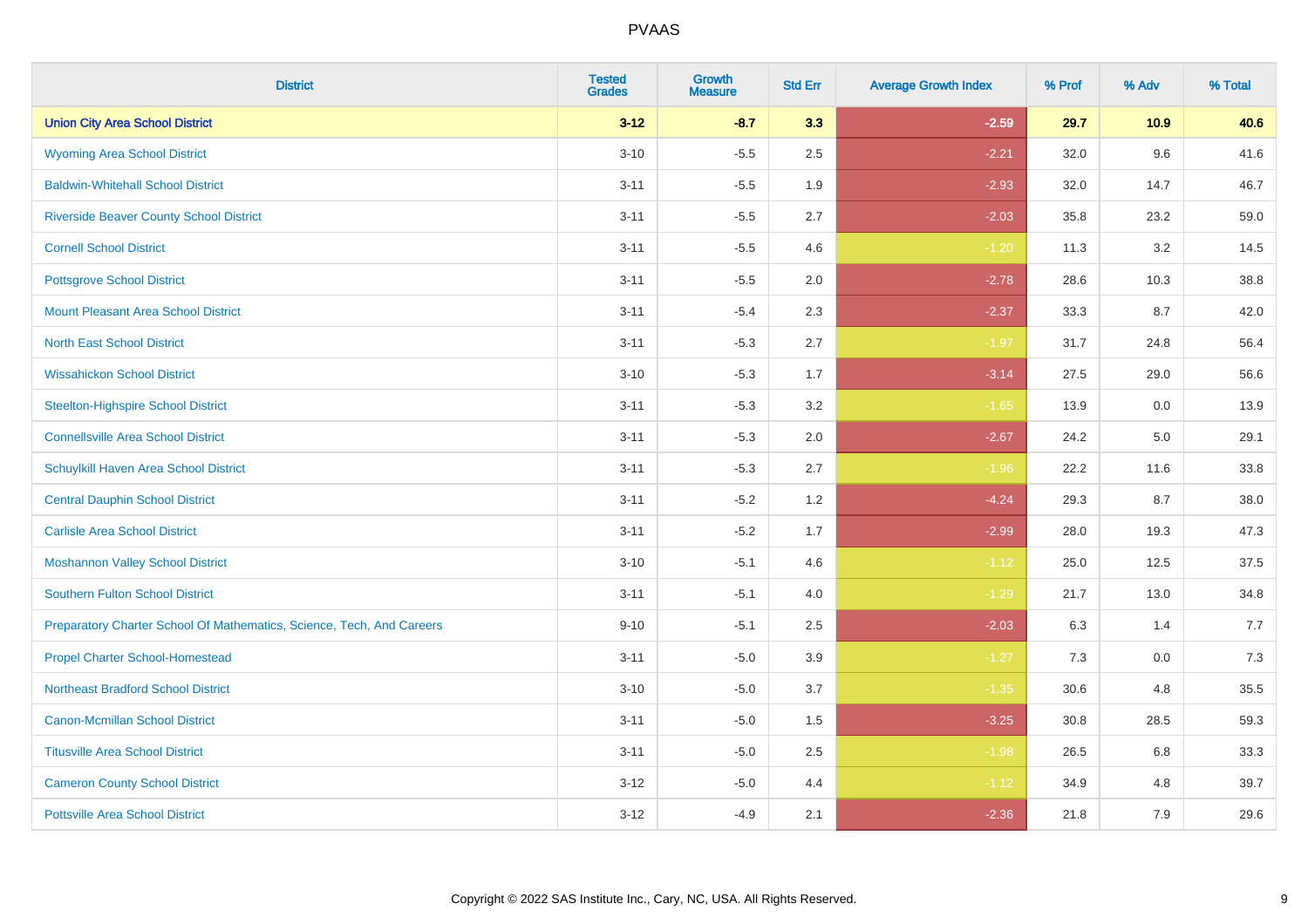# PVAAS

| District | Tested Grades | Growth Measure | Std Err | Average Growth Index | % Prof | % Adv | % Total |
|---|---|---|---|---|---|---|---|
| **Union City Area School District** | **3-12** | **-8.7** | **3.3** | **-2.59** | **29.7** | **10.9** | **40.6** |
| Wyoming Area School District | 3-10 | -5.5 | 2.5 | -2.21 | 32.0 | 9.6 | 41.6 |
| Baldwin-Whitehall School District | 3-11 | -5.5 | 1.9 | -2.93 | 32.0 | 14.7 | 46.7 |
| Riverside Beaver County School District | 3-11 | -5.5 | 2.7 | -2.03 | 35.8 | 23.2 | 59.0 |
| Cornell School District | 3-11 | -5.5 | 4.6 | -1.20 | 11.3 | 3.2 | 14.5 |
| Pottsgrove School District | 3-11 | -5.5 | 2.0 | -2.78 | 28.6 | 10.3 | 38.8 |
| Mount Pleasant Area School District | 3-11 | -5.4 | 2.3 | -2.37 | 33.3 | 8.7 | 42.0 |
| North East School District | 3-11 | -5.3 | 2.7 | -1.97 | 31.7 | 24.8 | 56.4 |
| Wissahickon School District | 3-10 | -5.3 | 1.7 | -3.14 | 27.5 | 29.0 | 56.6 |
| Steelton-Highspire School District | 3-11 | -5.3 | 3.2 | -1.65 | 13.9 | 0.0 | 13.9 |
| Connellsville Area School District | 3-11 | -5.3 | 2.0 | -2.67 | 24.2 | 5.0 | 29.1 |
| Schuylkill Haven Area School District | 3-11 | -5.3 | 2.7 | -1.96 | 22.2 | 11.6 | 33.8 |
| Central Dauphin School District | 3-11 | -5.2 | 1.2 | -4.24 | 29.3 | 8.7 | 38.0 |
| Carlisle Area School District | 3-11 | -5.2 | 1.7 | -2.99 | 28.0 | 19.3 | 47.3 |
| Moshannon Valley School District | 3-10 | -5.1 | 4.6 | -1.12 | 25.0 | 12.5 | 37.5 |
| Southern Fulton School District | 3-11 | -5.1 | 4.0 | -1.29 | 21.7 | 13.0 | 34.8 |
| Preparatory Charter School Of Mathematics, Science, Tech, And Careers | 9-10 | -5.1 | 2.5 | -2.03 | 6.3 | 1.4 | 7.7 |
| Propel Charter School-Homestead | 3-11 | -5.0 | 3.9 | -1.27 | 7.3 | 0.0 | 7.3 |
| Northeast Bradford School District | 3-10 | -5.0 | 3.7 | -1.35 | 30.6 | 4.8 | 35.5 |
| Canon-Mcmillan School District | 3-11 | -5.0 | 1.5 | -3.25 | 30.8 | 28.5 | 59.3 |
| Titusville Area School District | 3-11 | -5.0 | 2.5 | -1.98 | 26.5 | 6.8 | 33.3 |
| Cameron County School District | 3-12 | -5.0 | 4.4 | -1.12 | 34.9 | 4.8 | 39.7 |
| Pottsville Area School District | 3-12 | -4.9 | 2.1 | -2.36 | 21.8 | 7.9 | 29.6 |

Copyright © 2022 SAS Institute Inc., Cary, NC, USA. All Rights Reserved.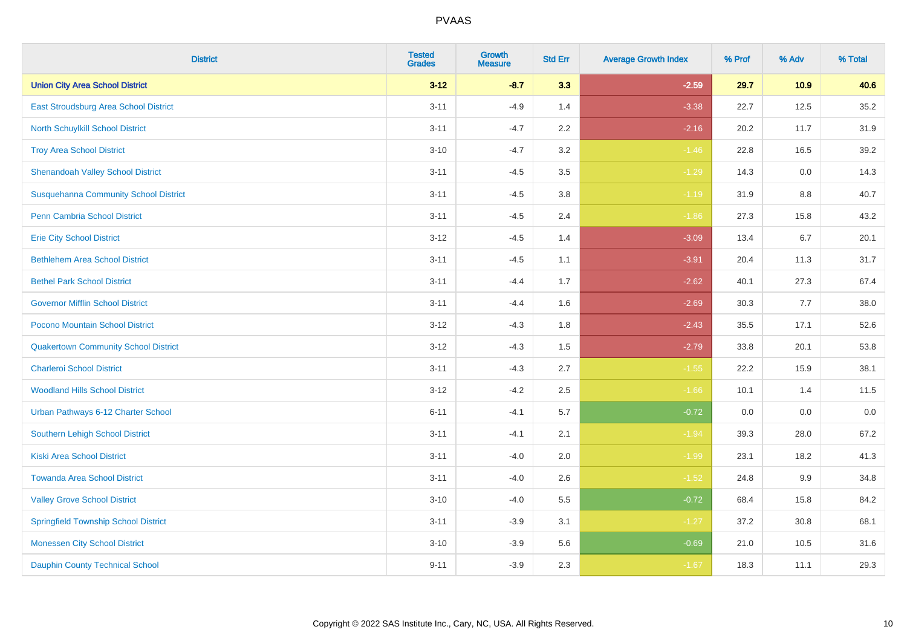| District | Tested Grades | Growth Measure | Std Err | Average Growth Index | % Prof | % Adv | % Total |
|---|---|---|---|---|---|---|---|
| **Union City Area School District** | **3-12** | **-8.7** | **3.3** | **-2.59** | **29.7** | **10.9** | **40.6** |
| East Stroudsburg Area School District | 3-11 | -4.9 | 1.4 | -3.38 | 22.7 | 12.5 | 35.2 |
| North Schuylkill School District | 3-11 | -4.7 | 2.2 | -2.16 | 20.2 | 11.7 | 31.9 |
| Troy Area School District | 3-10 | -4.7 | 3.2 | -1.46 | 22.8 | 16.5 | 39.2 |
| Shenandoah Valley School District | 3-11 | -4.5 | 3.5 | -1.29 | 14.3 | 0.0 | 14.3 |
| Susquehanna Community School District | 3-11 | -4.5 | 3.8 | -1.19 | 31.9 | 8.8 | 40.7 |
| Penn Cambria School District | 3-11 | -4.5 | 2.4 | -1.86 | 27.3 | 15.8 | 43.2 |
| Erie City School District | 3-12 | -4.5 | 1.4 | -3.09 | 13.4 | 6.7 | 20.1 |
| Bethlehem Area School District | 3-11 | -4.5 | 1.1 | -3.91 | 20.4 | 11.3 | 31.7 |
| Bethel Park School District | 3-11 | -4.4 | 1.7 | -2.62 | 40.1 | 27.3 | 67.4 |
| Governor Mifflin School District | 3-11 | -4.4 | 1.6 | -2.69 | 30.3 | 7.7 | 38.0 |
| Pocono Mountain School District | 3-12 | -4.3 | 1.8 | -2.43 | 35.5 | 17.1 | 52.6 |
| Quakertown Community School District | 3-12 | -4.3 | 1.5 | -2.79 | 33.8 | 20.1 | 53.8 |
| Charleroi School District | 3-11 | -4.3 | 2.7 | -1.55 | 22.2 | 15.9 | 38.1 |
| Woodland Hills School District | 3-12 | -4.2 | 2.5 | -1.66 | 10.1 | 1.4 | 11.5 |
| Urban Pathways 6-12 Charter School | 6-11 | -4.1 | 5.7 | -0.72 | 0.0 | 0.0 | 0.0 |
| Southern Lehigh School District | 3-11 | -4.1 | 2.1 | -1.94 | 39.3 | 28.0 | 67.2 |
| Kiski Area School District | 3-11 | -4.0 | 2.0 | -1.99 | 23.1 | 18.2 | 41.3 |
| Towanda Area School District | 3-11 | -4.0 | 2.6 | -1.52 | 24.8 | 9.9 | 34.8 |
| Valley Grove School District | 3-10 | -4.0 | 5.5 | -0.72 | 68.4 | 15.8 | 84.2 |
| Springfield Township School District | 3-11 | -3.9 | 3.1 | -1.27 | 37.2 | 30.8 | 68.1 |
| Monessen City School District | 3-10 | -3.9 | 5.6 | -0.69 | 21.0 | 10.5 | 31.6 |
| Dauphin County Technical School | 9-11 | -3.9 | 2.3 | -1.67 | 18.3 | 11.1 | 29.3 |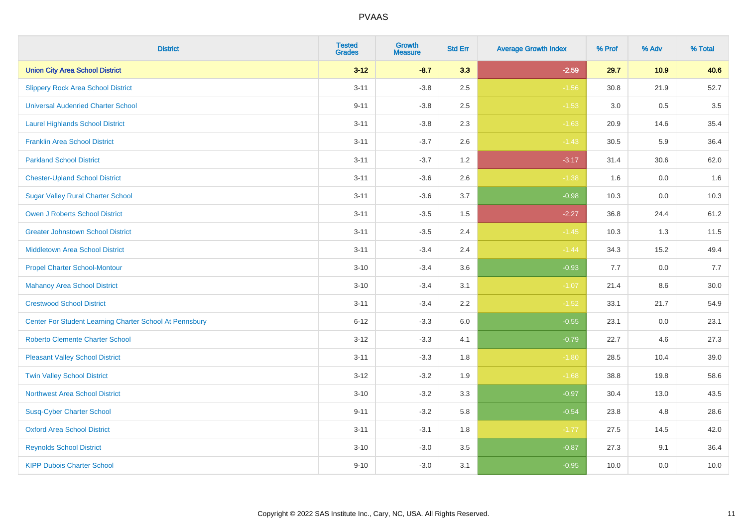| District | Tested Grades | Growth Measure | Std Err | Average Growth Index | % Prof | % Adv | % Total |
|---|---|---|---|---|---|---|---|
| **Union City Area School District** | **3-12** | **-8.7** | **3.3** | **-2.59** | **29.7** | **10.9** | **40.6** |
| Slippery Rock Area School District | 3-11 | -3.8 | 2.5 | -1.56 | 30.8 | 21.9 | 52.7 |
| Universal Audenried Charter School | 9-11 | -3.8 | 2.5 | -1.53 | 3.0 | 0.5 | 3.5 |
| Laurel Highlands School District | 3-11 | -3.8 | 2.3 | -1.63 | 20.9 | 14.6 | 35.4 |
| Franklin Area School District | 3-11 | -3.7 | 2.6 | -1.43 | 30.5 | 5.9 | 36.4 |
| Parkland School District | 3-11 | -3.7 | 1.2 | -3.17 | 31.4 | 30.6 | 62.0 |
| Chester-Upland School District | 3-11 | -3.6 | 2.6 | -1.38 | 1.6 | 0.0 | 1.6 |
| Sugar Valley Rural Charter School | 3-11 | -3.6 | 3.7 | -0.98 | 10.3 | 0.0 | 10.3 |
| Owen J Roberts School District | 3-11 | -3.5 | 1.5 | -2.27 | 36.8 | 24.4 | 61.2 |
| Greater Johnstown School District | 3-11 | -3.5 | 2.4 | -1.45 | 10.3 | 1.3 | 11.5 |
| Middletown Area School District | 3-11 | -3.4 | 2.4 | -1.44 | 34.3 | 15.2 | 49.4 |
| Propel Charter School-Montour | 3-10 | -3.4 | 3.6 | -0.93 | 7.7 | 0.0 | 7.7 |
| Mahanoy Area School District | 3-10 | -3.4 | 3.1 | -1.07 | 21.4 | 8.6 | 30.0 |
| Crestwood School District | 3-11 | -3.4 | 2.2 | -1.52 | 33.1 | 21.7 | 54.9 |
| Center For Student Learning Charter School At Pennsbury | 6-12 | -3.3 | 6.0 | -0.55 | 23.1 | 0.0 | 23.1 |
| Roberto Clemente Charter School | 3-12 | -3.3 | 4.1 | -0.79 | 22.7 | 4.6 | 27.3 |
| Pleasant Valley School District | 3-11 | -3.3 | 1.8 | -1.80 | 28.5 | 10.4 | 39.0 |
| Twin Valley School District | 3-12 | -3.2 | 1.9 | -1.68 | 38.8 | 19.8 | 58.6 |
| Northwest Area School District | 3-10 | -3.2 | 3.3 | -0.97 | 30.4 | 13.0 | 43.5 |
| Susq-Cyber Charter School | 9-11 | -3.2 | 5.8 | -0.54 | 23.8 | 4.8 | 28.6 |
| Oxford Area School District | 3-11 | -3.1 | 1.8 | -1.77 | 27.5 | 14.5 | 42.0 |
| Reynolds School District | 3-10 | -3.0 | 3.5 | -0.87 | 27.3 | 9.1 | 36.4 |
| KIPP Dubois Charter School | 9-10 | -3.0 | 3.1 | -0.95 | 10.0 | 0.0 | 10.0 |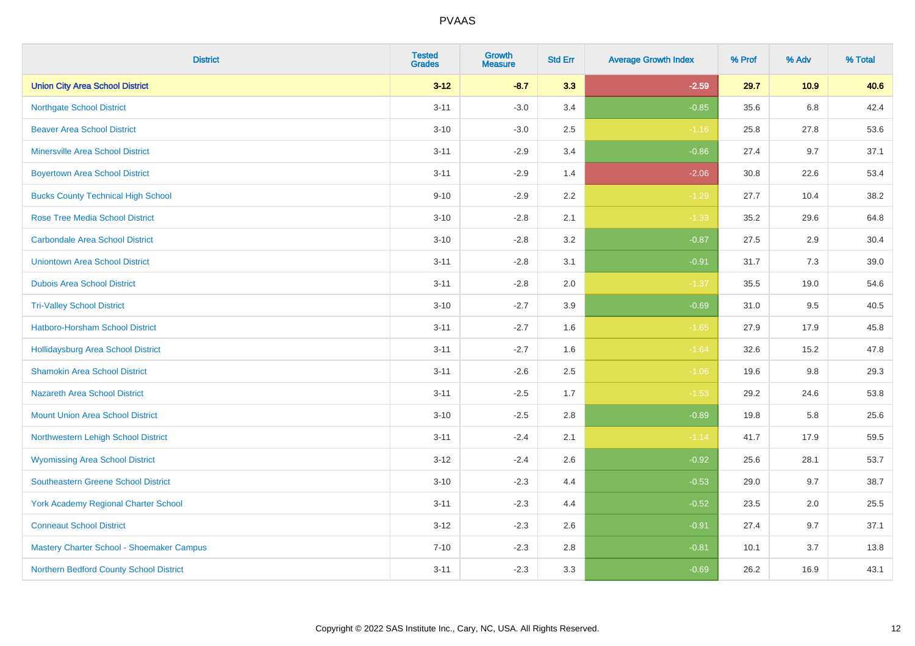# PVAAS

| District | Tested Grades | Growth Measure | Std Err | Average Growth Index | % Prof | % Adv | % Total |
|---|---|---|---|---|---|---|---|
| **Union City Area School District** | **3-12** | **-8.7** | **3.3** | **-2.59** | **29.7** | **10.9** | **40.6** |
| Northgate School District | 3-11 | -3.0 | 3.4 | -0.85 | 35.6 | 6.8 | 42.4 |
| Beaver Area School District | 3-10 | -3.0 | 2.5 | -1.16 | 25.8 | 27.8 | 53.6 |
| Minersville Area School District | 3-11 | -2.9 | 3.4 | -0.86 | 27.4 | 9.7 | 37.1 |
| Boyertown Area School District | 3-11 | -2.9 | 1.4 | -2.06 | 30.8 | 22.6 | 53.4 |
| Bucks County Technical High School | 9-10 | -2.9 | 2.2 | -1.29 | 27.7 | 10.4 | 38.2 |
| Rose Tree Media School District | 3-10 | -2.8 | 2.1 | -1.33 | 35.2 | 29.6 | 64.8 |
| Carbondale Area School District | 3-10 | -2.8 | 3.2 | -0.87 | 27.5 | 2.9 | 30.4 |
| Uniontown Area School District | 3-11 | -2.8 | 3.1 | -0.91 | 31.7 | 7.3 | 39.0 |
| Dubois Area School District | 3-11 | -2.8 | 2.0 | -1.37 | 35.5 | 19.0 | 54.6 |
| Tri-Valley School District | 3-10 | -2.7 | 3.9 | -0.69 | 31.0 | 9.5 | 40.5 |
| Hatboro-Horsham School District | 3-11 | -2.7 | 1.6 | -1.65 | 27.9 | 17.9 | 45.8 |
| Hollidaysburg Area School District | 3-11 | -2.7 | 1.6 | -1.64 | 32.6 | 15.2 | 47.8 |
| Shamokin Area School District | 3-11 | -2.6 | 2.5 | -1.06 | 19.6 | 9.8 | 29.3 |
| Nazareth Area School District | 3-11 | -2.5 | 1.7 | -1.53 | 29.2 | 24.6 | 53.8 |
| Mount Union Area School District | 3-10 | -2.5 | 2.8 | -0.89 | 19.8 | 5.8 | 25.6 |
| Northwestern Lehigh School District | 3-11 | -2.4 | 2.1 | -1.14 | 41.7 | 17.9 | 59.5 |
| Wyomissing Area School District | 3-12 | -2.4 | 2.6 | -0.92 | 25.6 | 28.1 | 53.7 |
| Southeastern Greene School District | 3-10 | -2.3 | 4.4 | -0.53 | 29.0 | 9.7 | 38.7 |
| York Academy Regional Charter School | 3-11 | -2.3 | 4.4 | -0.52 | 23.5 | 2.0 | 25.5 |
| Conneaut School District | 3-12 | -2.3 | 2.6 | -0.91 | 27.4 | 9.7 | 37.1 |
| Mastery Charter School - Shoemaker Campus | 7-10 | -2.3 | 2.8 | -0.81 | 10.1 | 3.7 | 13.8 |
| Northern Bedford County School District | 3-11 | -2.3 | 3.3 | -0.69 | 26.2 | 16.9 | 43.1 |

Copyright © 2022 SAS Institute Inc., Cary, NC, USA. All Rights Reserved.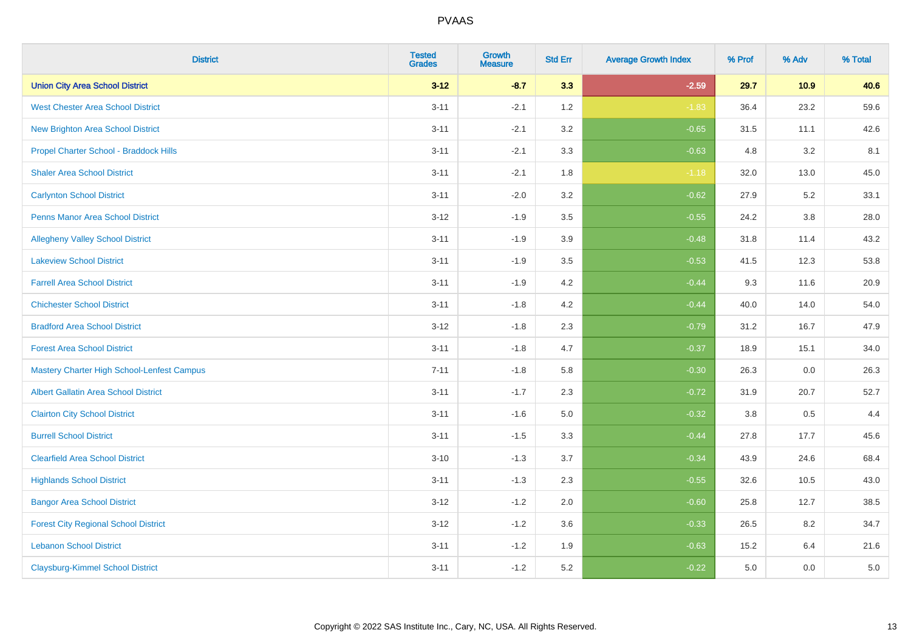# PVAAS

| District | Tested Grades | Growth Measure | Std Err | Average Growth Index | % Prof | % Adv | % Total |
|---|---|---|---|---|---|---|---|
| **Union City Area School District** | **3-12** | **-8.7** | **3.3** | **-2.59** | **29.7** | **10.9** | **40.6** |
| West Chester Area School District | 3-11 | -2.1 | 1.2 | -1.83 | 36.4 | 23.2 | 59.6 |
| New Brighton Area School District | 3-11 | -2.1 | 3.2 | -0.65 | 31.5 | 11.1 | 42.6 |
| Propel Charter School - Braddock Hills | 3-11 | -2.1 | 3.3 | -0.63 | 4.8 | 3.2 | 8.1 |
| Shaler Area School District | 3-11 | -2.1 | 1.8 | -1.18 | 32.0 | 13.0 | 45.0 |
| Carlynton School District | 3-11 | -2.0 | 3.2 | -0.62 | 27.9 | 5.2 | 33.1 |
| Penns Manor Area School District | 3-12 | -1.9 | 3.5 | -0.55 | 24.2 | 3.8 | 28.0 |
| Allegheny Valley School District | 3-11 | -1.9 | 3.9 | -0.48 | 31.8 | 11.4 | 43.2 |
| Lakeview School District | 3-11 | -1.9 | 3.5 | -0.53 | 41.5 | 12.3 | 53.8 |
| Farrell Area School District | 3-11 | -1.9 | 4.2 | -0.44 | 9.3 | 11.6 | 20.9 |
| Chichester School District | 3-11 | -1.8 | 4.2 | -0.44 | 40.0 | 14.0 | 54.0 |
| Bradford Area School District | 3-12 | -1.8 | 2.3 | -0.79 | 31.2 | 16.7 | 47.9 |
| Forest Area School District | 3-11 | -1.8 | 4.7 | -0.37 | 18.9 | 15.1 | 34.0 |
| Mastery Charter High School-Lenfest Campus | 7-11 | -1.8 | 5.8 | -0.30 | 26.3 | 0.0 | 26.3 |
| Albert Gallatin Area School District | 3-11 | -1.7 | 2.3 | -0.72 | 31.9 | 20.7 | 52.7 |
| Clairton City School District | 3-11 | -1.6 | 5.0 | -0.32 | 3.8 | 0.5 | 4.4 |
| Burrell School District | 3-11 | -1.5 | 3.3 | -0.44 | 27.8 | 17.7 | 45.6 |
| Clearfield Area School District | 3-10 | -1.3 | 3.7 | -0.34 | 43.9 | 24.6 | 68.4 |
| Highlands School District | 3-11 | -1.3 | 2.3 | -0.55 | 32.6 | 10.5 | 43.0 |
| Bangor Area School District | 3-12 | -1.2 | 2.0 | -0.60 | 25.8 | 12.7 | 38.5 |
| Forest City Regional School District | 3-12 | -1.2 | 3.6 | -0.33 | 26.5 | 8.2 | 34.7 |
| Lebanon School District | 3-11 | -1.2 | 1.9 | -0.63 | 15.2 | 6.4 | 21.6 |
| Claysburg-Kimmel School District | 3-11 | -1.2 | 5.2 | -0.22 | 5.0 | 0.0 | 5.0 |

Copyright © 2022 SAS Institute Inc., Cary, NC, USA. All Rights Reserved.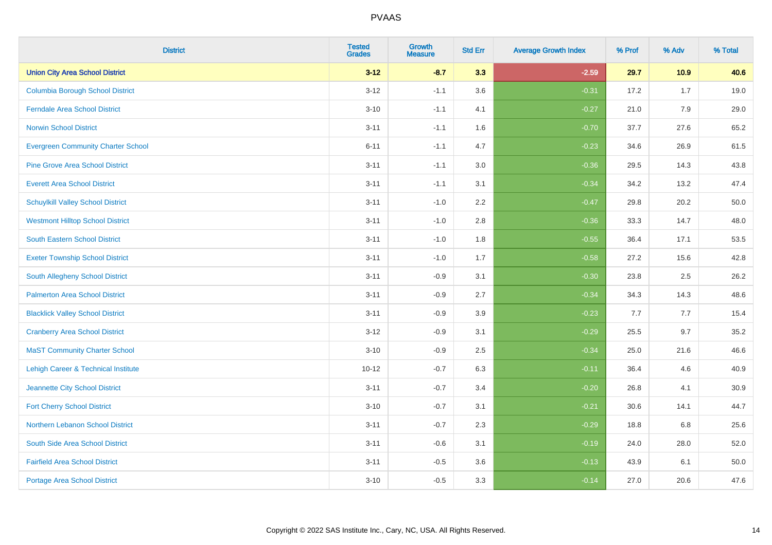| District | Tested Grades | Growth Measure | Std Err | Average Growth Index | % Prof | % Adv | % Total |
|---|---|---|---|---|---|---|---|
| **Union City Area School District** | **3-12** | **-8.7** | **3.3** | **-2.59** | **29.7** | **10.9** | **40.6** |
| Columbia Borough School District | 3-12 | -1.1 | 3.6 | -0.31 | 17.2 | 1.7 | 19.0 |
| Ferndale Area School District | 3-10 | -1.1 | 4.1 | -0.27 | 21.0 | 7.9 | 29.0 |
| Norwin School District | 3-11 | -1.1 | 1.6 | -0.70 | 37.7 | 27.6 | 65.2 |
| Evergreen Community Charter School | 6-11 | -1.1 | 4.7 | -0.23 | 34.6 | 26.9 | 61.5 |
| Pine Grove Area School District | 3-11 | -1.1 | 3.0 | -0.36 | 29.5 | 14.3 | 43.8 |
| Everett Area School District | 3-11 | -1.1 | 3.1 | -0.34 | 34.2 | 13.2 | 47.4 |
| Schuylkill Valley School District | 3-11 | -1.0 | 2.2 | -0.47 | 29.8 | 20.2 | 50.0 |
| Westmont Hilltop School District | 3-11 | -1.0 | 2.8 | -0.36 | 33.3 | 14.7 | 48.0 |
| South Eastern School District | 3-11 | -1.0 | 1.8 | -0.55 | 36.4 | 17.1 | 53.5 |
| Exeter Township School District | 3-11 | -1.0 | 1.7 | -0.58 | 27.2 | 15.6 | 42.8 |
| South Allegheny School District | 3-11 | -0.9 | 3.1 | -0.30 | 23.8 | 2.5 | 26.2 |
| Palmerton Area School District | 3-11 | -0.9 | 2.7 | -0.34 | 34.3 | 14.3 | 48.6 |
| Blacklick Valley School District | 3-11 | -0.9 | 3.9 | -0.23 | 7.7 | 7.7 | 15.4 |
| Cranberry Area School District | 3-12 | -0.9 | 3.1 | -0.29 | 25.5 | 9.7 | 35.2 |
| MaST Community Charter School | 3-10 | -0.9 | 2.5 | -0.34 | 25.0 | 21.6 | 46.6 |
| Lehigh Career & Technical Institute | 10-12 | -0.7 | 6.3 | -0.11 | 36.4 | 4.6 | 40.9 |
| Jeannette City School District | 3-11 | -0.7 | 3.4 | -0.20 | 26.8 | 4.1 | 30.9 |
| Fort Cherry School District | 3-10 | -0.7 | 3.1 | -0.21 | 30.6 | 14.1 | 44.7 |
| Northern Lebanon School District | 3-11 | -0.7 | 2.3 | -0.29 | 18.8 | 6.8 | 25.6 |
| South Side Area School District | 3-11 | -0.6 | 3.1 | -0.19 | 24.0 | 28.0 | 52.0 |
| Fairfield Area School District | 3-11 | -0.5 | 3.6 | -0.13 | 43.9 | 6.1 | 50.0 |
| Portage Area School District | 3-10 | -0.5 | 3.3 | -0.14 | 27.0 | 20.6 | 47.6 |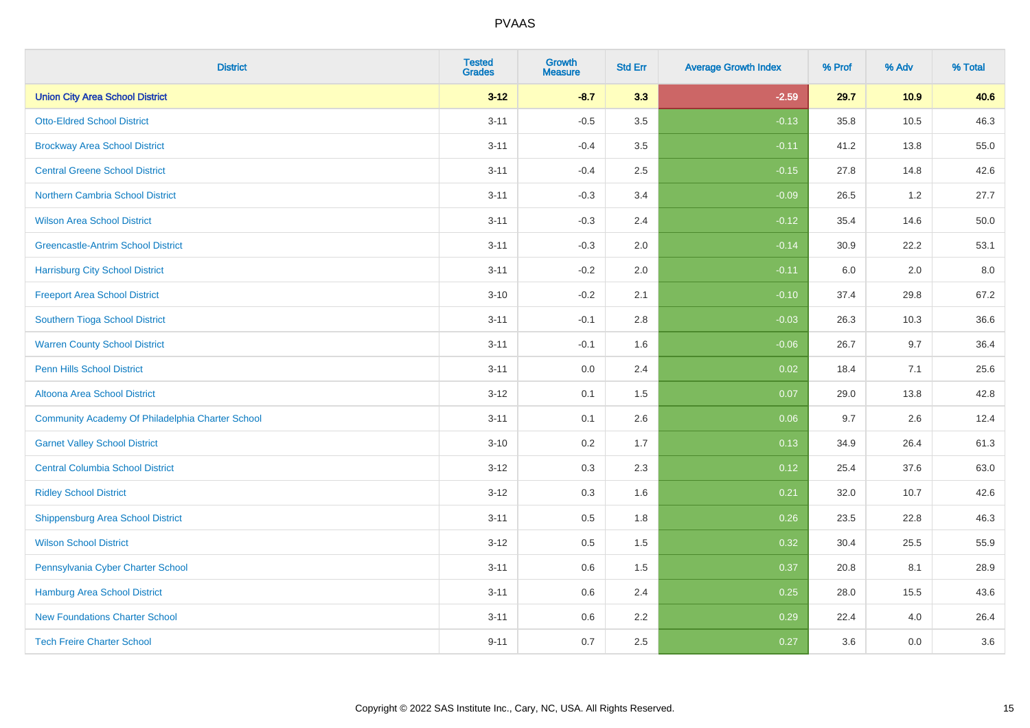# PVAAS

| District | Tested Grades | Growth Measure | Std Err | Average Growth Index | % Prof | % Adv | % Total |
|---|---|---|---|---|---|---|---|
| **Union City Area School District** | **3-12** | **-8.7** | **3.3** | **-2.59** | **29.7** | **10.9** | **40.6** |
| Otto-Eldred School District | 3-11 | -0.5 | 3.5 | -0.13 | 35.8 | 10.5 | 46.3 |
| Brockway Area School District | 3-11 | -0.4 | 3.5 | -0.11 | 41.2 | 13.8 | 55.0 |
| Central Greene School District | 3-11 | -0.4 | 2.5 | -0.15 | 27.8 | 14.8 | 42.6 |
| Northern Cambria School District | 3-11 | -0.3 | 3.4 | -0.09 | 26.5 | 1.2 | 27.7 |
| Wilson Area School District | 3-11 | -0.3 | 2.4 | -0.12 | 35.4 | 14.6 | 50.0 |
| Greencastle-Antrim School District | 3-11 | -0.3 | 2.0 | -0.14 | 30.9 | 22.2 | 53.1 |
| Harrisburg City School District | 3-11 | -0.2 | 2.0 | -0.11 | 6.0 | 2.0 | 8.0 |
| Freeport Area School District | 3-10 | -0.2 | 2.1 | -0.10 | 37.4 | 29.8 | 67.2 |
| Southern Tioga School District | 3-11 | -0.1 | 2.8 | -0.03 | 26.3 | 10.3 | 36.6 |
| Warren County School District | 3-11 | -0.1 | 1.6 | -0.06 | 26.7 | 9.7 | 36.4 |
| Penn Hills School District | 3-11 | 0.0 | 2.4 | 0.02 | 18.4 | 7.1 | 25.6 |
| Altoona Area School District | 3-12 | 0.1 | 1.5 | 0.07 | 29.0 | 13.8 | 42.8 |
| Community Academy Of Philadelphia Charter School | 3-11 | 0.1 | 2.6 | 0.06 | 9.7 | 2.6 | 12.4 |
| Garnet Valley School District | 3-10 | 0.2 | 1.7 | 0.13 | 34.9 | 26.4 | 61.3 |
| Central Columbia School District | 3-12 | 0.3 | 2.3 | 0.12 | 25.4 | 37.6 | 63.0 |
| Ridley School District | 3-12 | 0.3 | 1.6 | 0.21 | 32.0 | 10.7 | 42.6 |
| Shippensburg Area School District | 3-11 | 0.5 | 1.8 | 0.26 | 23.5 | 22.8 | 46.3 |
| Wilson School District | 3-12 | 0.5 | 1.5 | 0.32 | 30.4 | 25.5 | 55.9 |
| Pennsylvania Cyber Charter School | 3-11 | 0.6 | 1.5 | 0.37 | 20.8 | 8.1 | 28.9 |
| Hamburg Area School District | 3-11 | 0.6 | 2.4 | 0.25 | 28.0 | 15.5 | 43.6 |
| New Foundations Charter School | 3-11 | 0.6 | 2.2 | 0.29 | 22.4 | 4.0 | 26.4 |
| Tech Freire Charter School | 9-11 | 0.7 | 2.5 | 0.27 | 3.6 | 0.0 | 3.6 |

Copyright © 2022 SAS Institute Inc., Cary, NC, USA. All Rights Reserved.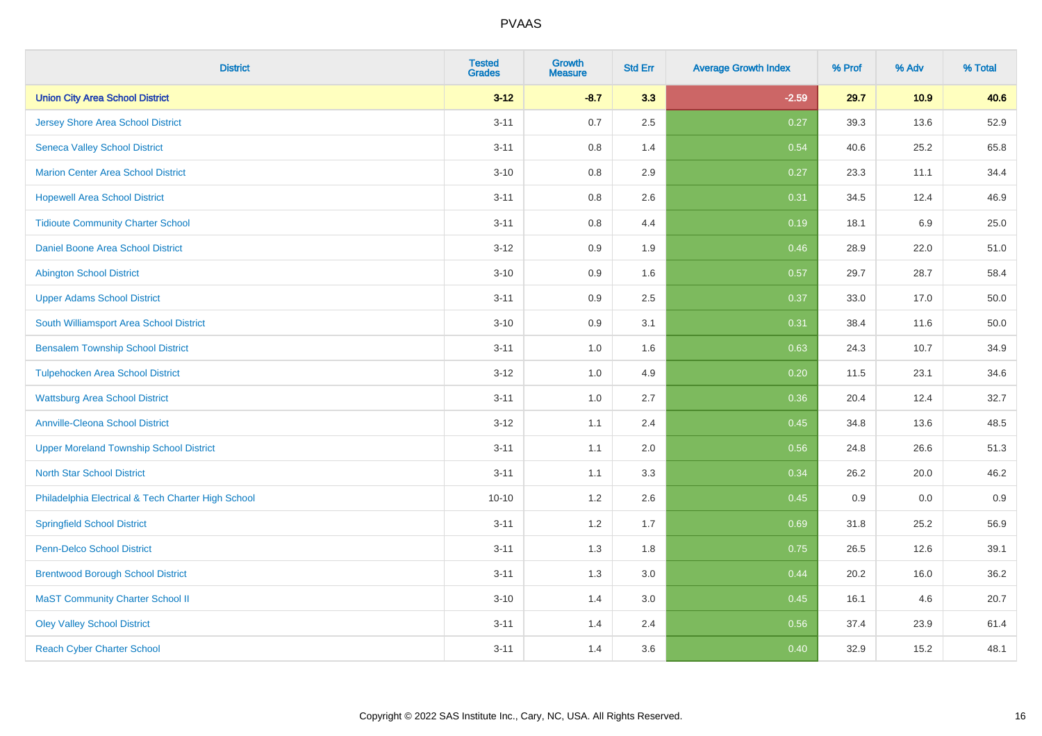PVAAS

| District | Tested Grades | Growth Measure | Std Err | Average Growth Index | % Prof | % Adv | % Total |
|---|---|---|---|---|---|---|---|
| **Union City Area School District** | **3-12** | **-8.7** | **3.3** | **-2.59** | **29.7** | **10.9** | **40.6** |
| Jersey Shore Area School District | 3-11 | 0.7 | 2.5 | 0.27 | 39.3 | 13.6 | 52.9 |
| Seneca Valley School District | 3-11 | 0.8 | 1.4 | 0.54 | 40.6 | 25.2 | 65.8 |
| Marion Center Area School District | 3-10 | 0.8 | 2.9 | 0.27 | 23.3 | 11.1 | 34.4 |
| Hopewell Area School District | 3-11 | 0.8 | 2.6 | 0.31 | 34.5 | 12.4 | 46.9 |
| Tidioute Community Charter School | 3-11 | 0.8 | 4.4 | 0.19 | 18.1 | 6.9 | 25.0 |
| Daniel Boone Area School District | 3-12 | 0.9 | 1.9 | 0.46 | 28.9 | 22.0 | 51.0 |
| Abington School District | 3-10 | 0.9 | 1.6 | 0.57 | 29.7 | 28.7 | 58.4 |
| Upper Adams School District | 3-11 | 0.9 | 2.5 | 0.37 | 33.0 | 17.0 | 50.0 |
| South Williamsport Area School District | 3-10 | 0.9 | 3.1 | 0.31 | 38.4 | 11.6 | 50.0 |
| Bensalem Township School District | 3-11 | 1.0 | 1.6 | 0.63 | 24.3 | 10.7 | 34.9 |
| Tulpehocken Area School District | 3-12 | 1.0 | 4.9 | 0.20 | 11.5 | 23.1 | 34.6 |
| Wattsburg Area School District | 3-11 | 1.0 | 2.7 | 0.36 | 20.4 | 12.4 | 32.7 |
| Annville-Cleona School District | 3-12 | 1.1 | 2.4 | 0.45 | 34.8 | 13.6 | 48.5 |
| Upper Moreland Township School District | 3-11 | 1.1 | 2.0 | 0.56 | 24.8 | 26.6 | 51.3 |
| North Star School District | 3-11 | 1.1 | 3.3 | 0.34 | 26.2 | 20.0 | 46.2 |
| Philadelphia Electrical & Tech Charter High School | 10-10 | 1.2 | 2.6 | 0.45 | 0.9 | 0.0 | 0.9 |
| Springfield School District | 3-11 | 1.2 | 1.7 | 0.69 | 31.8 | 25.2 | 56.9 |
| Penn-Delco School District | 3-11 | 1.3 | 1.8 | 0.75 | 26.5 | 12.6 | 39.1 |
| Brentwood Borough School District | 3-11 | 1.3 | 3.0 | 0.44 | 20.2 | 16.0 | 36.2 |
| MaST Community Charter School II | 3-10 | 1.4 | 3.0 | 0.45 | 16.1 | 4.6 | 20.7 |
| Oley Valley School District | 3-11 | 1.4 | 2.4 | 0.56 | 37.4 | 23.9 | 61.4 |
| Reach Cyber Charter School | 3-11 | 1.4 | 3.6 | 0.40 | 32.9 | 15.2 | 48.1 |

Copyright © 2022 SAS Institute Inc., Cary, NC, USA. All Rights Reserved.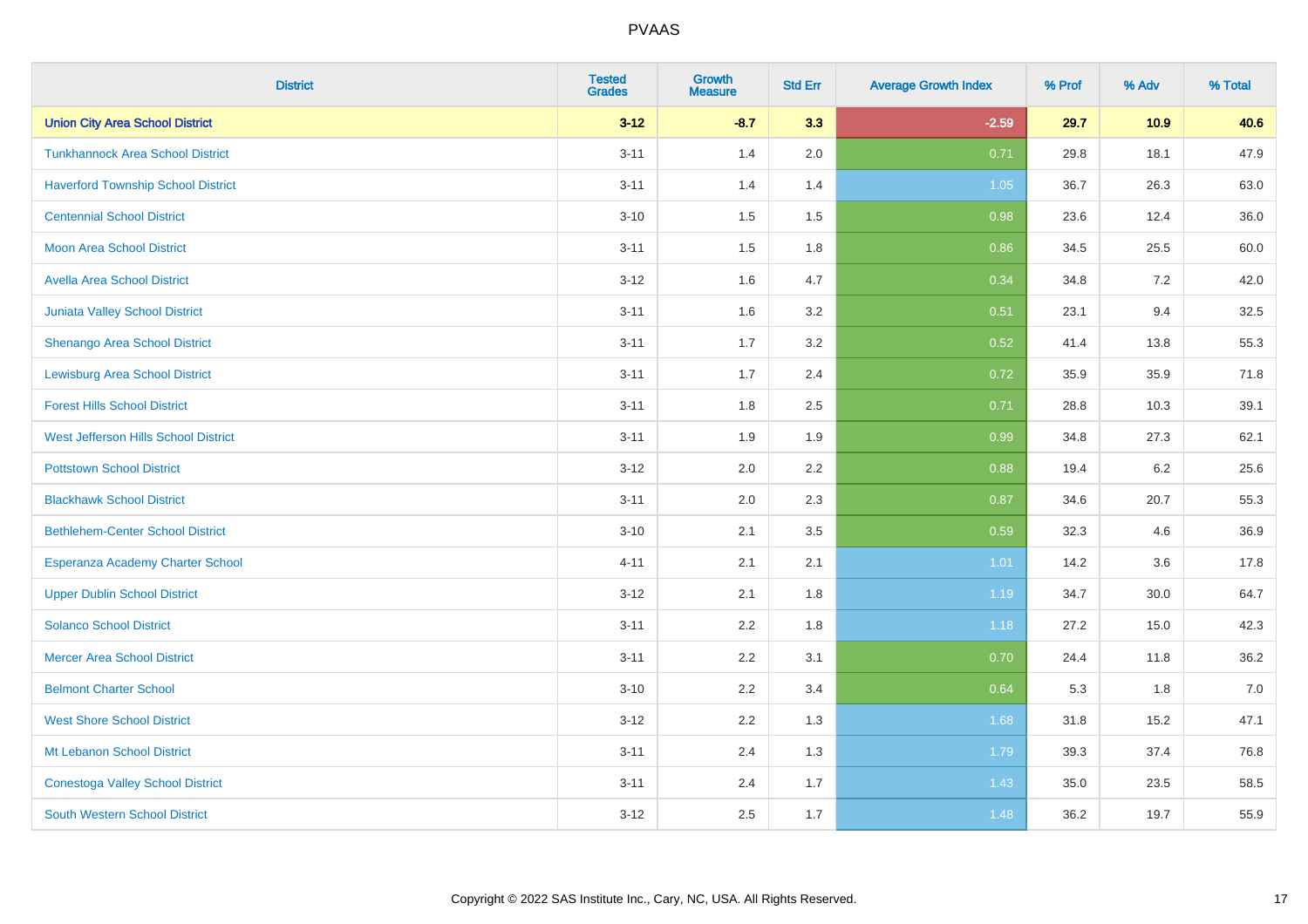| District | Tested Grades | Growth Measure | Std Err | Average Growth Index | % Prof | % Adv | % Total |
|---|---|---|---|---|---|---|---|
| **Union City Area School District** | **3-12** | **-8.7** | **3.3** | **-2.59** | **29.7** | **10.9** | **40.6** |
| Tunkhannock Area School District | 3-11 | 1.4 | 2.0 | 0.71 | 29.8 | 18.1 | 47.9 |
| Haverford Township School District | 3-11 | 1.4 | 1.4 | 1.05 | 36.7 | 26.3 | 63.0 |
| Centennial School District | 3-10 | 1.5 | 1.5 | 0.98 | 23.6 | 12.4 | 36.0 |
| Moon Area School District | 3-11 | 1.5 | 1.8 | 0.86 | 34.5 | 25.5 | 60.0 |
| Avella Area School District | 3-12 | 1.6 | 4.7 | 0.34 | 34.8 | 7.2 | 42.0 |
| Juniata Valley School District | 3-11 | 1.6 | 3.2 | 0.51 | 23.1 | 9.4 | 32.5 |
| Shenango Area School District | 3-11 | 1.7 | 3.2 | 0.52 | 41.4 | 13.8 | 55.3 |
| Lewisburg Area School District | 3-11 | 1.7 | 2.4 | 0.72 | 35.9 | 35.9 | 71.8 |
| Forest Hills School District | 3-11 | 1.8 | 2.5 | 0.71 | 28.8 | 10.3 | 39.1 |
| West Jefferson Hills School District | 3-11 | 1.9 | 1.9 | 0.99 | 34.8 | 27.3 | 62.1 |
| Pottstown School District | 3-12 | 2.0 | 2.2 | 0.88 | 19.4 | 6.2 | 25.6 |
| Blackhawk School District | 3-11 | 2.0 | 2.3 | 0.87 | 34.6 | 20.7 | 55.3 |
| Bethlehem-Center School District | 3-10 | 2.1 | 3.5 | 0.59 | 32.3 | 4.6 | 36.9 |
| Esperanza Academy Charter School | 4-11 | 2.1 | 2.1 | 1.01 | 14.2 | 3.6 | 17.8 |
| Upper Dublin School District | 3-12 | 2.1 | 1.8 | 1.19 | 34.7 | 30.0 | 64.7 |
| Solanco School District | 3-11 | 2.2 | 1.8 | 1.18 | 27.2 | 15.0 | 42.3 |
| Mercer Area School District | 3-11 | 2.2 | 3.1 | 0.70 | 24.4 | 11.8 | 36.2 |
| Belmont Charter School | 3-10 | 2.2 | 3.4 | 0.64 | 5.3 | 1.8 | 7.0 |
| West Shore School District | 3-12 | 2.2 | 1.3 | 1.68 | 31.8 | 15.2 | 47.1 |
| Mt Lebanon School District | 3-11 | 2.4 | 1.3 | 1.79 | 39.3 | 37.4 | 76.8 |
| Conestoga Valley School District | 3-11 | 2.4 | 1.7 | 1.43 | 35.0 | 23.5 | 58.5 |
| South Western School District | 3-12 | 2.5 | 1.7 | 1.48 | 36.2 | 19.7 | 55.9 |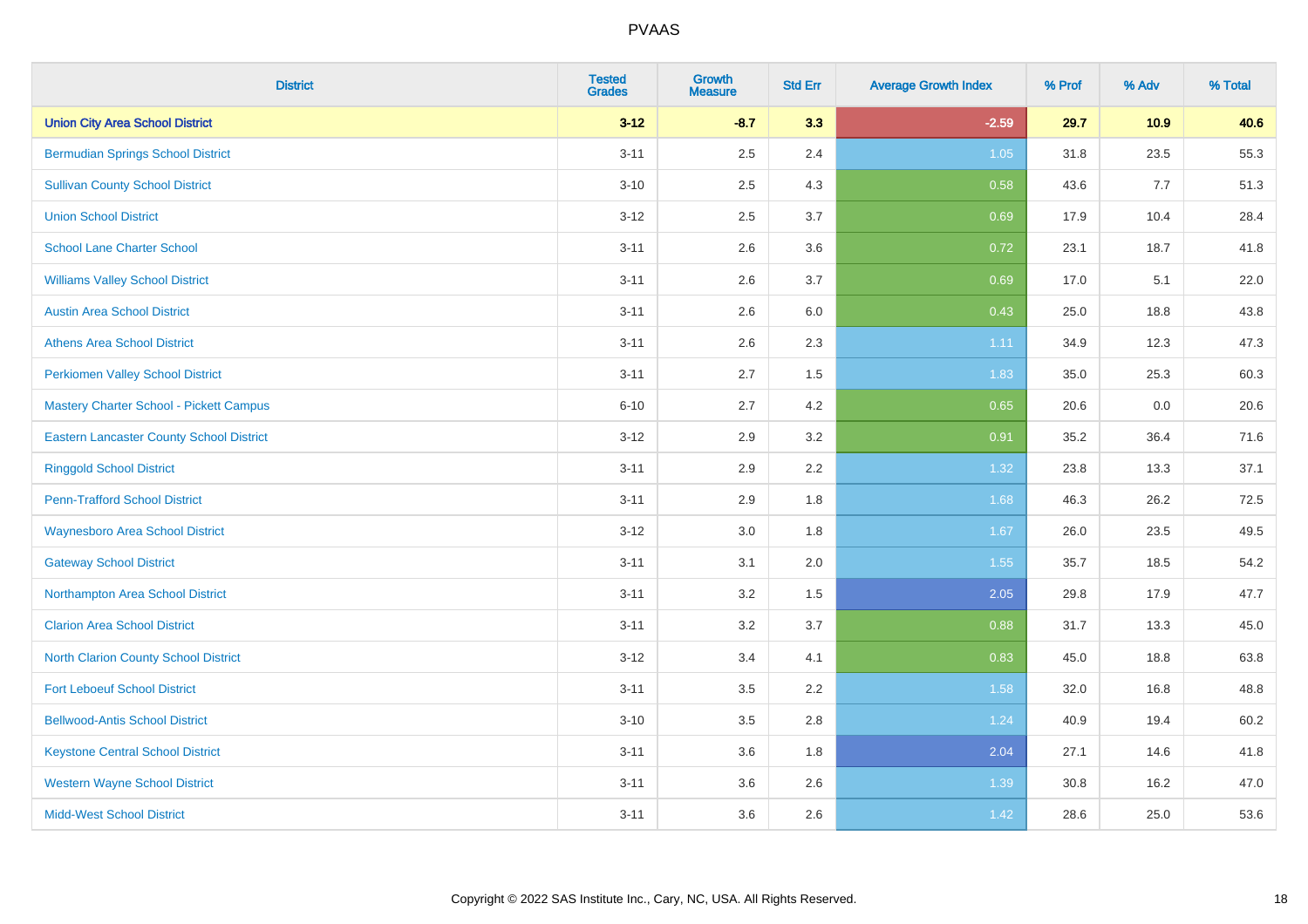# PVAAS

| District | Tested Grades | Growth Measure | Std Err | Average Growth Index | % Prof | % Adv | % Total |
|---|---|---|---|---|---|---|---|
| **Union City Area School District** | **3-12** | **-8.7** | **3.3** | **-2.59** | **29.7** | **10.9** | **40.6** |
| Bermudian Springs School District | 3-11 | 2.5 | 2.4 | 1.05 | 31.8 | 23.5 | 55.3 |
| Sullivan County School District | 3-10 | 2.5 | 4.3 | 0.58 | 43.6 | 7.7 | 51.3 |
| Union School District | 3-12 | 2.5 | 3.7 | 0.69 | 17.9 | 10.4 | 28.4 |
| School Lane Charter School | 3-11 | 2.6 | 3.6 | 0.72 | 23.1 | 18.7 | 41.8 |
| Williams Valley School District | 3-11 | 2.6 | 3.7 | 0.69 | 17.0 | 5.1 | 22.0 |
| Austin Area School District | 3-11 | 2.6 | 6.0 | 0.43 | 25.0 | 18.8 | 43.8 |
| Athens Area School District | 3-11 | 2.6 | 2.3 | 1.11 | 34.9 | 12.3 | 47.3 |
| Perkiomen Valley School District | 3-11 | 2.7 | 1.5 | 1.83 | 35.0 | 25.3 | 60.3 |
| Mastery Charter School - Pickett Campus | 6-10 | 2.7 | 4.2 | 0.65 | 20.6 | 0.0 | 20.6 |
| Eastern Lancaster County School District | 3-12 | 2.9 | 3.2 | 0.91 | 35.2 | 36.4 | 71.6 |
| Ringgold School District | 3-11 | 2.9 | 2.2 | 1.32 | 23.8 | 13.3 | 37.1 |
| Penn-Trafford School District | 3-11 | 2.9 | 1.8 | 1.68 | 46.3 | 26.2 | 72.5 |
| Waynesboro Area School District | 3-12 | 3.0 | 1.8 | 1.67 | 26.0 | 23.5 | 49.5 |
| Gateway School District | 3-11 | 3.1 | 2.0 | 1.55 | 35.7 | 18.5 | 54.2 |
| Northampton Area School District | 3-11 | 3.2 | 1.5 | 2.05 | 29.8 | 17.9 | 47.7 |
| Clarion Area School District | 3-11 | 3.2 | 3.7 | 0.88 | 31.7 | 13.3 | 45.0 |
| North Clarion County School District | 3-12 | 3.4 | 4.1 | 0.83 | 45.0 | 18.8 | 63.8 |
| Fort Leboeuf School District | 3-11 | 3.5 | 2.2 | 1.58 | 32.0 | 16.8 | 48.8 |
| Bellwood-Antis School District | 3-10 | 3.5 | 2.8 | 1.24 | 40.9 | 19.4 | 60.2 |
| Keystone Central School District | 3-11 | 3.6 | 1.8 | 2.04 | 27.1 | 14.6 | 41.8 |
| Western Wayne School District | 3-11 | 3.6 | 2.6 | 1.39 | 30.8 | 16.2 | 47.0 |
| Midd-West School District | 3-11 | 3.6 | 2.6 | 1.42 | 28.6 | 25.0 | 53.6 |

Copyright © 2022 SAS Institute Inc., Cary, NC, USA. All Rights Reserved.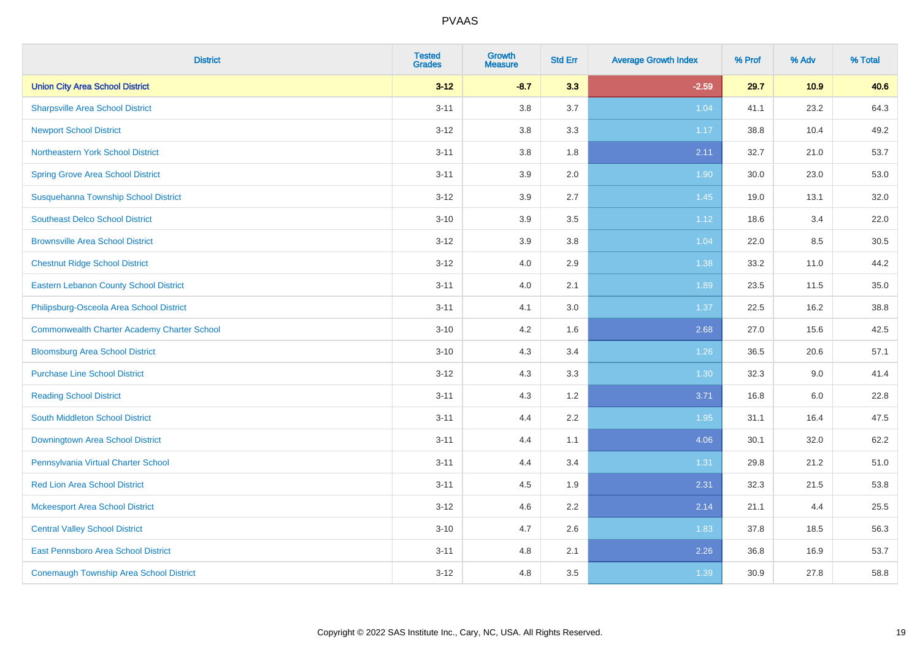PVAAS

| District | Tested Grades | Growth Measure | Std Err | Average Growth Index | % Prof | % Adv | % Total |
|---|---|---|---|---|---|---|---|
| **Union City Area School District** | **3-12** | **-8.7** | **3.3** | **-2.59** | **29.7** | **10.9** | **40.6** |
| Sharpsville Area School District | 3-11 | 3.8 | 3.7 | 1.04 | 41.1 | 23.2 | 64.3 |
| Newport School District | 3-12 | 3.8 | 3.3 | 1.17 | 38.8 | 10.4 | 49.2 |
| Northeastern York School District | 3-11 | 3.8 | 1.8 | 2.11 | 32.7 | 21.0 | 53.7 |
| Spring Grove Area School District | 3-11 | 3.9 | 2.0 | 1.90 | 30.0 | 23.0 | 53.0 |
| Susquehanna Township School District | 3-12 | 3.9 | 2.7 | 1.45 | 19.0 | 13.1 | 32.0 |
| Southeast Delco School District | 3-10 | 3.9 | 3.5 | 1.12 | 18.6 | 3.4 | 22.0 |
| Brownsville Area School District | 3-12 | 3.9 | 3.8 | 1.04 | 22.0 | 8.5 | 30.5 |
| Chestnut Ridge School District | 3-12 | 4.0 | 2.9 | 1.38 | 33.2 | 11.0 | 44.2 |
| Eastern Lebanon County School District | 3-11 | 4.0 | 2.1 | 1.89 | 23.5 | 11.5 | 35.0 |
| Philipsburg-Osceola Area School District | 3-11 | 4.1 | 3.0 | 1.37 | 22.5 | 16.2 | 38.8 |
| Commonwealth Charter Academy Charter School | 3-10 | 4.2 | 1.6 | 2.68 | 27.0 | 15.6 | 42.5 |
| Bloomsburg Area School District | 3-10 | 4.3 | 3.4 | 1.26 | 36.5 | 20.6 | 57.1 |
| Purchase Line School District | 3-12 | 4.3 | 3.3 | 1.30 | 32.3 | 9.0 | 41.4 |
| Reading School District | 3-11 | 4.3 | 1.2 | 3.71 | 16.8 | 6.0 | 22.8 |
| South Middleton School District | 3-11 | 4.4 | 2.2 | 1.95 | 31.1 | 16.4 | 47.5 |
| Downingtown Area School District | 3-11 | 4.4 | 1.1 | 4.06 | 30.1 | 32.0 | 62.2 |
| Pennsylvania Virtual Charter School | 3-11 | 4.4 | 3.4 | 1.31 | 29.8 | 21.2 | 51.0 |
| Red Lion Area School District | 3-11 | 4.5 | 1.9 | 2.31 | 32.3 | 21.5 | 53.8 |
| Mckeesport Area School District | 3-12 | 4.6 | 2.2 | 2.14 | 21.1 | 4.4 | 25.5 |
| Central Valley School District | 3-10 | 4.7 | 2.6 | 1.83 | 37.8 | 18.5 | 56.3 |
| East Pennsboro Area School District | 3-11 | 4.8 | 2.1 | 2.26 | 36.8 | 16.9 | 53.7 |
| Conemaugh Township Area School District | 3-12 | 4.8 | 3.5 | 1.39 | 30.9 | 27.8 | 58.8 |

Copyright © 2022 SAS Institute Inc., Cary, NC, USA. All Rights Reserved.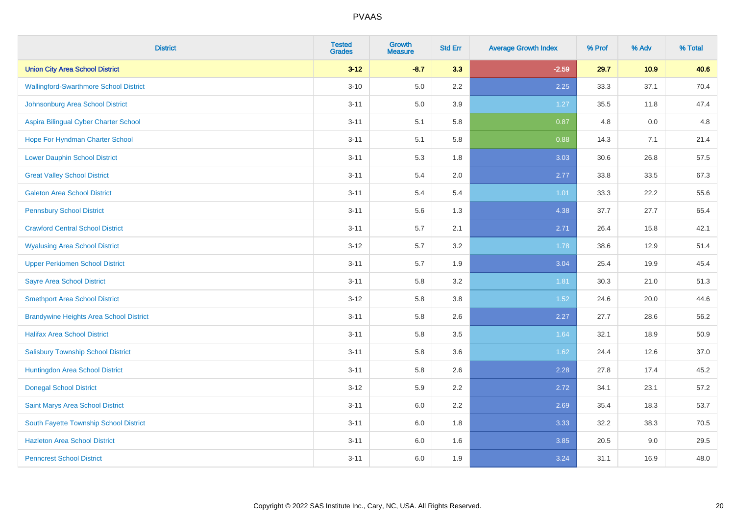# PVAAS

| District | Tested Grades | Growth Measure | Std Err | Average Growth Index | % Prof | % Adv | % Total |
|---|---|---|---|---|---|---|---|
| **Union City Area School District** | **3-12** | **-8.7** | **3.3** | **-2.59** | **29.7** | **10.9** | **40.6** |
| Wallingford-Swarthmore School District | 3-10 | 5.0 | 2.2 | 2.25 | 33.3 | 37.1 | 70.4 |
| Johnsonburg Area School District | 3-11 | 5.0 | 3.9 | 1.27 | 35.5 | 11.8 | 47.4 |
| Aspira Bilingual Cyber Charter School | 3-11 | 5.1 | 5.8 | 0.87 | 4.8 | 0.0 | 4.8 |
| Hope For Hyndman Charter School | 3-11 | 5.1 | 5.8 | 0.88 | 14.3 | 7.1 | 21.4 |
| Lower Dauphin School District | 3-11 | 5.3 | 1.8 | 3.03 | 30.6 | 26.8 | 57.5 |
| Great Valley School District | 3-11 | 5.4 | 2.0 | 2.77 | 33.8 | 33.5 | 67.3 |
| Galeton Area School District | 3-11 | 5.4 | 5.4 | 1.01 | 33.3 | 22.2 | 55.6 |
| Pennsbury School District | 3-11 | 5.6 | 1.3 | 4.38 | 37.7 | 27.7 | 65.4 |
| Crawford Central School District | 3-11 | 5.7 | 2.1 | 2.71 | 26.4 | 15.8 | 42.1 |
| Wyalusing Area School District | 3-12 | 5.7 | 3.2 | 1.78 | 38.6 | 12.9 | 51.4 |
| Upper Perkiomen School District | 3-11 | 5.7 | 1.9 | 3.04 | 25.4 | 19.9 | 45.4 |
| Sayre Area School District | 3-11 | 5.8 | 3.2 | 1.81 | 30.3 | 21.0 | 51.3 |
| Smethport Area School District | 3-12 | 5.8 | 3.8 | 1.52 | 24.6 | 20.0 | 44.6 |
| Brandywine Heights Area School District | 3-11 | 5.8 | 2.6 | 2.27 | 27.7 | 28.6 | 56.2 |
| Halifax Area School District | 3-11 | 5.8 | 3.5 | 1.64 | 32.1 | 18.9 | 50.9 |
| Salisbury Township School District | 3-11 | 5.8 | 3.6 | 1.62 | 24.4 | 12.6 | 37.0 |
| Huntingdon Area School District | 3-11 | 5.8 | 2.6 | 2.28 | 27.8 | 17.4 | 45.2 |
| Donegal School District | 3-12 | 5.9 | 2.2 | 2.72 | 34.1 | 23.1 | 57.2 |
| Saint Marys Area School District | 3-11 | 6.0 | 2.2 | 2.69 | 35.4 | 18.3 | 53.7 |
| South Fayette Township School District | 3-11 | 6.0 | 1.8 | 3.33 | 32.2 | 38.3 | 70.5 |
| Hazleton Area School District | 3-11 | 6.0 | 1.6 | 3.85 | 20.5 | 9.0 | 29.5 |
| Penncrest School District | 3-11 | 6.0 | 1.9 | 3.24 | 31.1 | 16.9 | 48.0 |

Copyright © 2022 SAS Institute Inc., Cary, NC, USA. All Rights Reserved.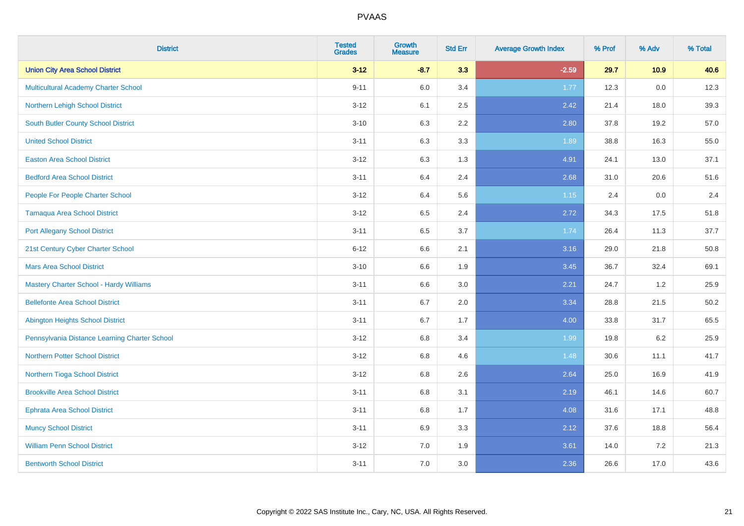# PVAAS

| District | Tested Grades | Growth Measure | Std Err | Average Growth Index | % Prof | % Adv | % Total |
|---|---|---|---|---|---|---|---|
| **Union City Area School District** | **3-12** | **-8.7** | **3.3** | **-2.59** | **29.7** | **10.9** | **40.6** |
| Multicultural Academy Charter School | 9-11 | 6.0 | 3.4 | 1.77 | 12.3 | 0.0 | 12.3 |
| Northern Lehigh School District | 3-12 | 6.1 | 2.5 | 2.42 | 21.4 | 18.0 | 39.3 |
| South Butler County School District | 3-10 | 6.3 | 2.2 | 2.80 | 37.8 | 19.2 | 57.0 |
| United School District | 3-11 | 6.3 | 3.3 | 1.89 | 38.8 | 16.3 | 55.0 |
| Easton Area School District | 3-12 | 6.3 | 1.3 | 4.91 | 24.1 | 13.0 | 37.1 |
| Bedford Area School District | 3-11 | 6.4 | 2.4 | 2.68 | 31.0 | 20.6 | 51.6 |
| People For People Charter School | 3-12 | 6.4 | 5.6 | 1.15 | 2.4 | 0.0 | 2.4 |
| Tamaqua Area School District | 3-12 | 6.5 | 2.4 | 2.72 | 34.3 | 17.5 | 51.8 |
| Port Allegany School District | 3-11 | 6.5 | 3.7 | 1.74 | 26.4 | 11.3 | 37.7 |
| 21st Century Cyber Charter School | 6-12 | 6.6 | 2.1 | 3.16 | 29.0 | 21.8 | 50.8 |
| Mars Area School District | 3-10 | 6.6 | 1.9 | 3.45 | 36.7 | 32.4 | 69.1 |
| Mastery Charter School - Hardy Williams | 3-11 | 6.6 | 3.0 | 2.21 | 24.7 | 1.2 | 25.9 |
| Bellefonte Area School District | 3-11 | 6.7 | 2.0 | 3.34 | 28.8 | 21.5 | 50.2 |
| Abington Heights School District | 3-11 | 6.7 | 1.7 | 4.00 | 33.8 | 31.7 | 65.5 |
| Pennsylvania Distance Learning Charter School | 3-12 | 6.8 | 3.4 | 1.99 | 19.8 | 6.2 | 25.9 |
| Northern Potter School District | 3-12 | 6.8 | 4.6 | 1.48 | 30.6 | 11.1 | 41.7 |
| Northern Tioga School District | 3-12 | 6.8 | 2.6 | 2.64 | 25.0 | 16.9 | 41.9 |
| Brookville Area School District | 3-11 | 6.8 | 3.1 | 2.19 | 46.1 | 14.6 | 60.7 |
| Ephrata Area School District | 3-11 | 6.8 | 1.7 | 4.08 | 31.6 | 17.1 | 48.8 |
| Muncy School District | 3-11 | 6.9 | 3.3 | 2.12 | 37.6 | 18.8 | 56.4 |
| William Penn School District | 3-12 | 7.0 | 1.9 | 3.61 | 14.0 | 7.2 | 21.3 |
| Bentworth School District | 3-11 | 7.0 | 3.0 | 2.36 | 26.6 | 17.0 | 43.6 |

Copyright © 2022 SAS Institute Inc., Cary, NC, USA. All Rights Reserved.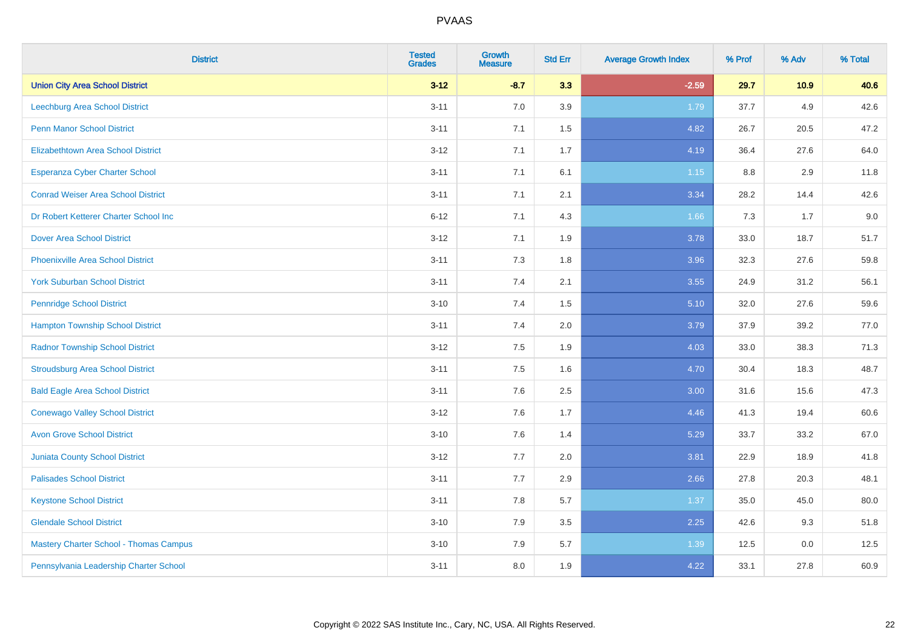| District | Tested Grades | Growth Measure | Std Err | Average Growth Index | % Prof | % Adv | % Total |
|---|---|---|---|---|---|---|---|
| **Union City Area School District** | **3-12** | **-8.7** | **3.3** | **-2.59** | **29.7** | **10.9** | **40.6** |
| Leechburg Area School District | 3-11 | 7.0 | 3.9 | 1.79 | 37.7 | 4.9 | 42.6 |
| Penn Manor School District | 3-11 | 7.1 | 1.5 | 4.82 | 26.7 | 20.5 | 47.2 |
| Elizabethtown Area School District | 3-12 | 7.1 | 1.7 | 4.19 | 36.4 | 27.6 | 64.0 |
| Esperanza Cyber Charter School | 3-11 | 7.1 | 6.1 | 1.15 | 8.8 | 2.9 | 11.8 |
| Conrad Weiser Area School District | 3-11 | 7.1 | 2.1 | 3.34 | 28.2 | 14.4 | 42.6 |
| Dr Robert Ketterer Charter School Inc | 6-12 | 7.1 | 4.3 | 1.66 | 7.3 | 1.7 | 9.0 |
| Dover Area School District | 3-12 | 7.1 | 1.9 | 3.78 | 33.0 | 18.7 | 51.7 |
| Phoenixville Area School District | 3-11 | 7.3 | 1.8 | 3.96 | 32.3 | 27.6 | 59.8 |
| York Suburban School District | 3-11 | 7.4 | 2.1 | 3.55 | 24.9 | 31.2 | 56.1 |
| Pennridge School District | 3-10 | 7.4 | 1.5 | 5.10 | 32.0 | 27.6 | 59.6 |
| Hampton Township School District | 3-11 | 7.4 | 2.0 | 3.79 | 37.9 | 39.2 | 77.0 |
| Radnor Township School District | 3-12 | 7.5 | 1.9 | 4.03 | 33.0 | 38.3 | 71.3 |
| Stroudsburg Area School District | 3-11 | 7.5 | 1.6 | 4.70 | 30.4 | 18.3 | 48.7 |
| Bald Eagle Area School District | 3-11 | 7.6 | 2.5 | 3.00 | 31.6 | 15.6 | 47.3 |
| Conewago Valley School District | 3-12 | 7.6 | 1.7 | 4.46 | 41.3 | 19.4 | 60.6 |
| Avon Grove School District | 3-10 | 7.6 | 1.4 | 5.29 | 33.7 | 33.2 | 67.0 |
| Juniata County School District | 3-12 | 7.7 | 2.0 | 3.81 | 22.9 | 18.9 | 41.8 |
| Palisades School District | 3-11 | 7.7 | 2.9 | 2.66 | 27.8 | 20.3 | 48.1 |
| Keystone School District | 3-11 | 7.8 | 5.7 | 1.37 | 35.0 | 45.0 | 80.0 |
| Glendale School District | 3-10 | 7.9 | 3.5 | 2.25 | 42.6 | 9.3 | 51.8 |
| Mastery Charter School - Thomas Campus | 3-10 | 7.9 | 5.7 | 1.39 | 12.5 | 0.0 | 12.5 |
| Pennsylvania Leadership Charter School | 3-11 | 8.0 | 1.9 | 4.22 | 33.1 | 27.8 | 60.9 |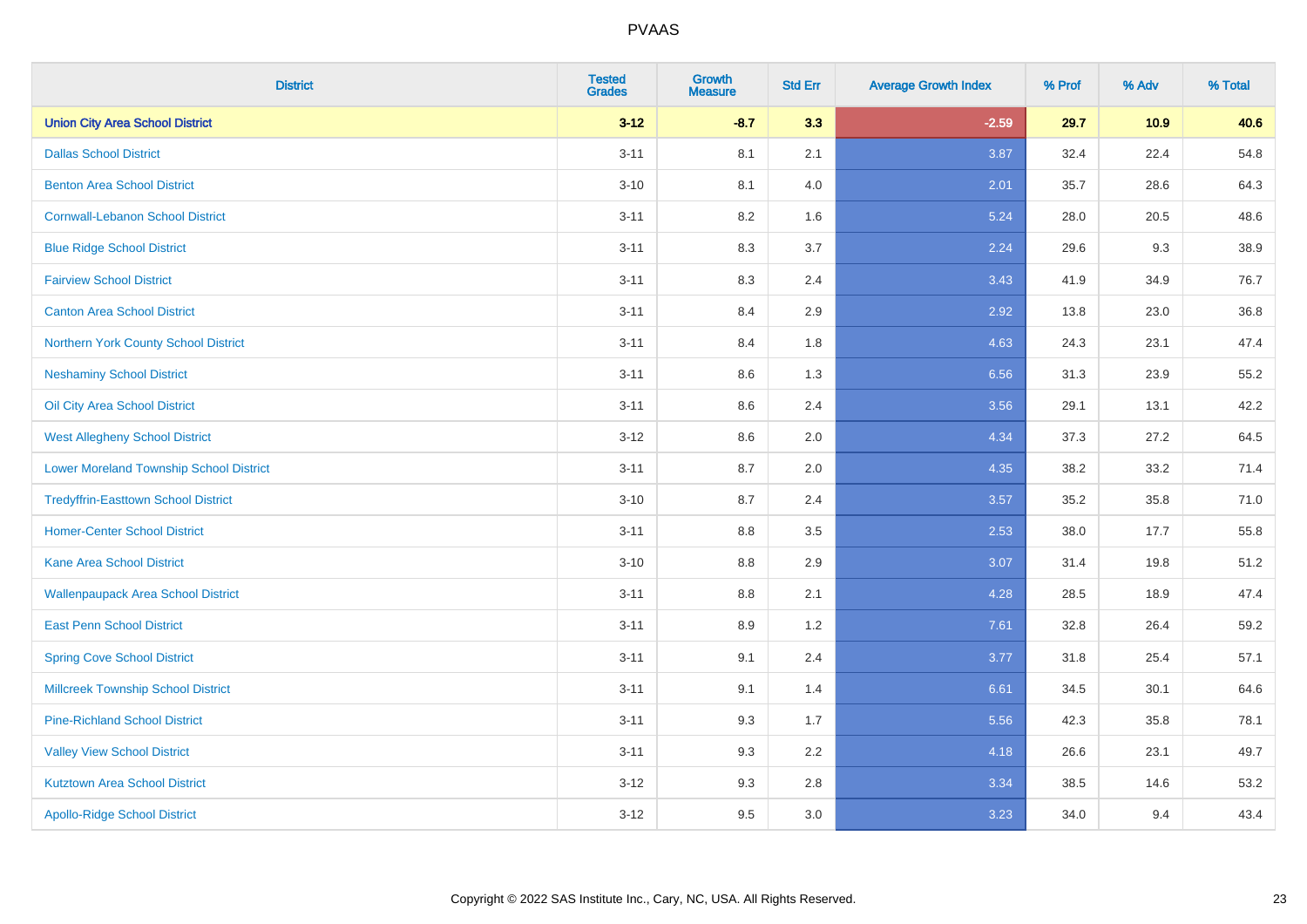PVAAS

| District | Tested Grades | Growth Measure | Std Err | Average Growth Index | % Prof | % Adv | % Total |
|---|---|---|---|---|---|---|---|
| **Union City Area School District** | **3-12** | **-8.7** | **3.3** | **-2.59** | **29.7** | **10.9** | **40.6** |
| Dallas School District | 3-11 | 8.1 | 2.1 | 3.87 | 32.4 | 22.4 | 54.8 |
| Benton Area School District | 3-10 | 8.1 | 4.0 | 2.01 | 35.7 | 28.6 | 64.3 |
| Cornwall-Lebanon School District | 3-11 | 8.2 | 1.6 | 5.24 | 28.0 | 20.5 | 48.6 |
| Blue Ridge School District | 3-11 | 8.3 | 3.7 | 2.24 | 29.6 | 9.3 | 38.9 |
| Fairview School District | 3-11 | 8.3 | 2.4 | 3.43 | 41.9 | 34.9 | 76.7 |
| Canton Area School District | 3-11 | 8.4 | 2.9 | 2.92 | 13.8 | 23.0 | 36.8 |
| Northern York County School District | 3-11 | 8.4 | 1.8 | 4.63 | 24.3 | 23.1 | 47.4 |
| Neshaminy School District | 3-11 | 8.6 | 1.3 | 6.56 | 31.3 | 23.9 | 55.2 |
| Oil City Area School District | 3-11 | 8.6 | 2.4 | 3.56 | 29.1 | 13.1 | 42.2 |
| West Allegheny School District | 3-12 | 8.6 | 2.0 | 4.34 | 37.3 | 27.2 | 64.5 |
| Lower Moreland Township School District | 3-11 | 8.7 | 2.0 | 4.35 | 38.2 | 33.2 | 71.4 |
| Tredyffrin-Easttown School District | 3-10 | 8.7 | 2.4 | 3.57 | 35.2 | 35.8 | 71.0 |
| Homer-Center School District | 3-11 | 8.8 | 3.5 | 2.53 | 38.0 | 17.7 | 55.8 |
| Kane Area School District | 3-10 | 8.8 | 2.9 | 3.07 | 31.4 | 19.8 | 51.2 |
| Wallenpaupack Area School District | 3-11 | 8.8 | 2.1 | 4.28 | 28.5 | 18.9 | 47.4 |
| East Penn School District | 3-11 | 8.9 | 1.2 | 7.61 | 32.8 | 26.4 | 59.2 |
| Spring Cove School District | 3-11 | 9.1 | 2.4 | 3.77 | 31.8 | 25.4 | 57.1 |
| Millcreek Township School District | 3-11 | 9.1 | 1.4 | 6.61 | 34.5 | 30.1 | 64.6 |
| Pine-Richland School District | 3-11 | 9.3 | 1.7 | 5.56 | 42.3 | 35.8 | 78.1 |
| Valley View School District | 3-11 | 9.3 | 2.2 | 4.18 | 26.6 | 23.1 | 49.7 |
| Kutztown Area School District | 3-12 | 9.3 | 2.8 | 3.34 | 38.5 | 14.6 | 53.2 |
| Apollo-Ridge School District | 3-12 | 9.5 | 3.0 | 3.23 | 34.0 | 9.4 | 43.4 |

Copyright © 2022 SAS Institute Inc., Cary, NC, USA. All Rights Reserved.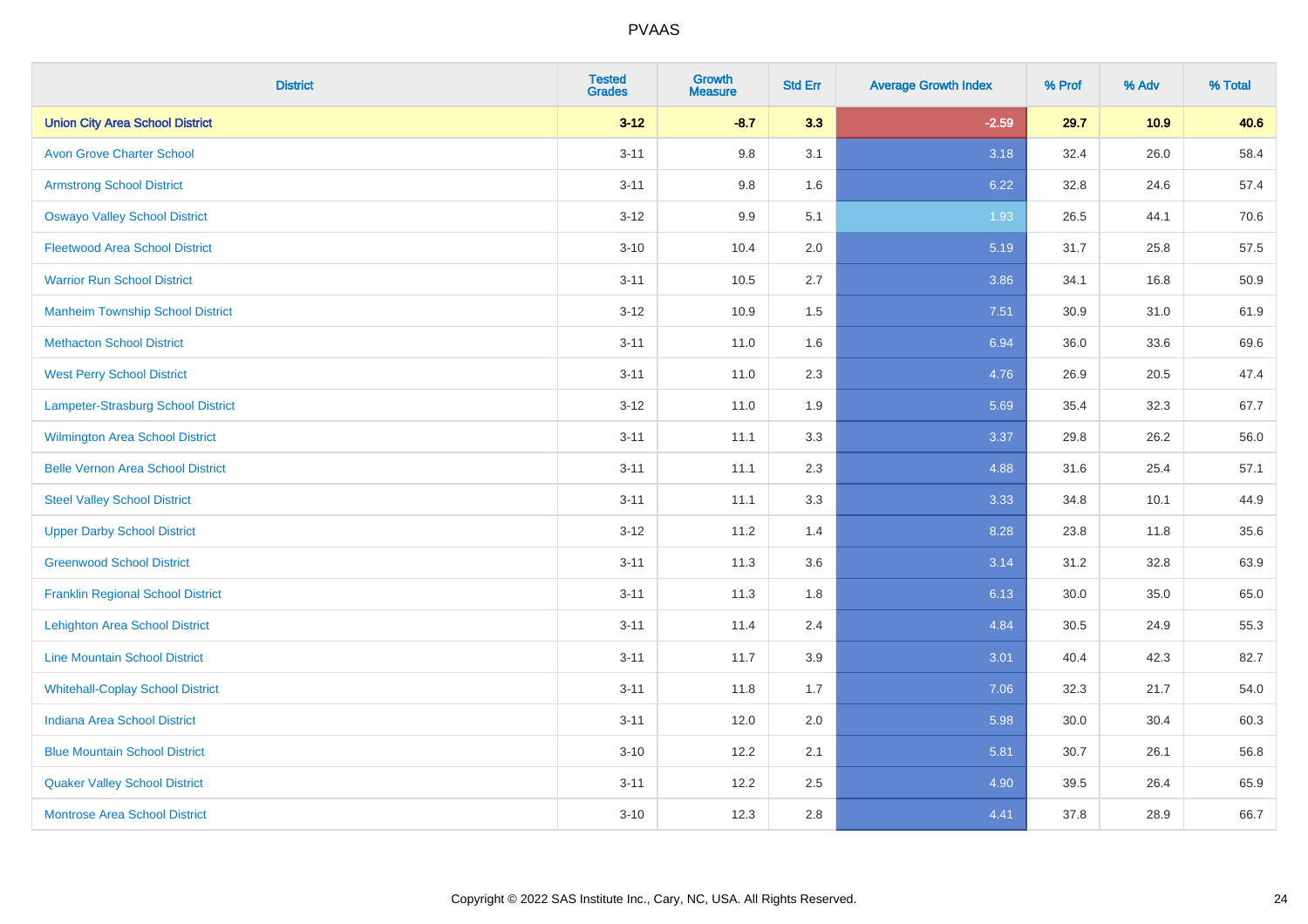PVAAS

| District | Tested Grades | Growth Measure | Std Err | Average Growth Index | % Prof | % Adv | % Total |
|---|---|---|---|---|---|---|---|
| **Union City Area School District** | **3-12** | **-8.7** | **3.3** | **-2.59** | **29.7** | **10.9** | **40.6** |
| Avon Grove Charter School | 3-11 | 9.8 | 3.1 | 3.18 | 32.4 | 26.0 | 58.4 |
| Armstrong School District | 3-11 | 9.8 | 1.6 | 6.22 | 32.8 | 24.6 | 57.4 |
| Oswayo Valley School District | 3-12 | 9.9 | 5.1 | 1.93 | 26.5 | 44.1 | 70.6 |
| Fleetwood Area School District | 3-10 | 10.4 | 2.0 | 5.19 | 31.7 | 25.8 | 57.5 |
| Warrior Run School District | 3-11 | 10.5 | 2.7 | 3.86 | 34.1 | 16.8 | 50.9 |
| Manheim Township School District | 3-12 | 10.9 | 1.5 | 7.51 | 30.9 | 31.0 | 61.9 |
| Methacton School District | 3-11 | 11.0 | 1.6 | 6.94 | 36.0 | 33.6 | 69.6 |
| West Perry School District | 3-11 | 11.0 | 2.3 | 4.76 | 26.9 | 20.5 | 47.4 |
| Lampeter-Strasburg School District | 3-12 | 11.0 | 1.9 | 5.69 | 35.4 | 32.3 | 67.7 |
| Wilmington Area School District | 3-11 | 11.1 | 3.3 | 3.37 | 29.8 | 26.2 | 56.0 |
| Belle Vernon Area School District | 3-11 | 11.1 | 2.3 | 4.88 | 31.6 | 25.4 | 57.1 |
| Steel Valley School District | 3-11 | 11.1 | 3.3 | 3.33 | 34.8 | 10.1 | 44.9 |
| Upper Darby School District | 3-12 | 11.2 | 1.4 | 8.28 | 23.8 | 11.8 | 35.6 |
| Greenwood School District | 3-11 | 11.3 | 3.6 | 3.14 | 31.2 | 32.8 | 63.9 |
| Franklin Regional School District | 3-11 | 11.3 | 1.8 | 6.13 | 30.0 | 35.0 | 65.0 |
| Lehighton Area School District | 3-11 | 11.4 | 2.4 | 4.84 | 30.5 | 24.9 | 55.3 |
| Line Mountain School District | 3-11 | 11.7 | 3.9 | 3.01 | 40.4 | 42.3 | 82.7 |
| Whitehall-Coplay School District | 3-11 | 11.8 | 1.7 | 7.06 | 32.3 | 21.7 | 54.0 |
| Indiana Area School District | 3-11 | 12.0 | 2.0 | 5.98 | 30.0 | 30.4 | 60.3 |
| Blue Mountain School District | 3-10 | 12.2 | 2.1 | 5.81 | 30.7 | 26.1 | 56.8 |
| Quaker Valley School District | 3-11 | 12.2 | 2.5 | 4.90 | 39.5 | 26.4 | 65.9 |
| Montrose Area School District | 3-10 | 12.3 | 2.8 | 4.41 | 37.8 | 28.9 | 66.7 |

Copyright © 2022 SAS Institute Inc., Cary, NC, USA. All Rights Reserved.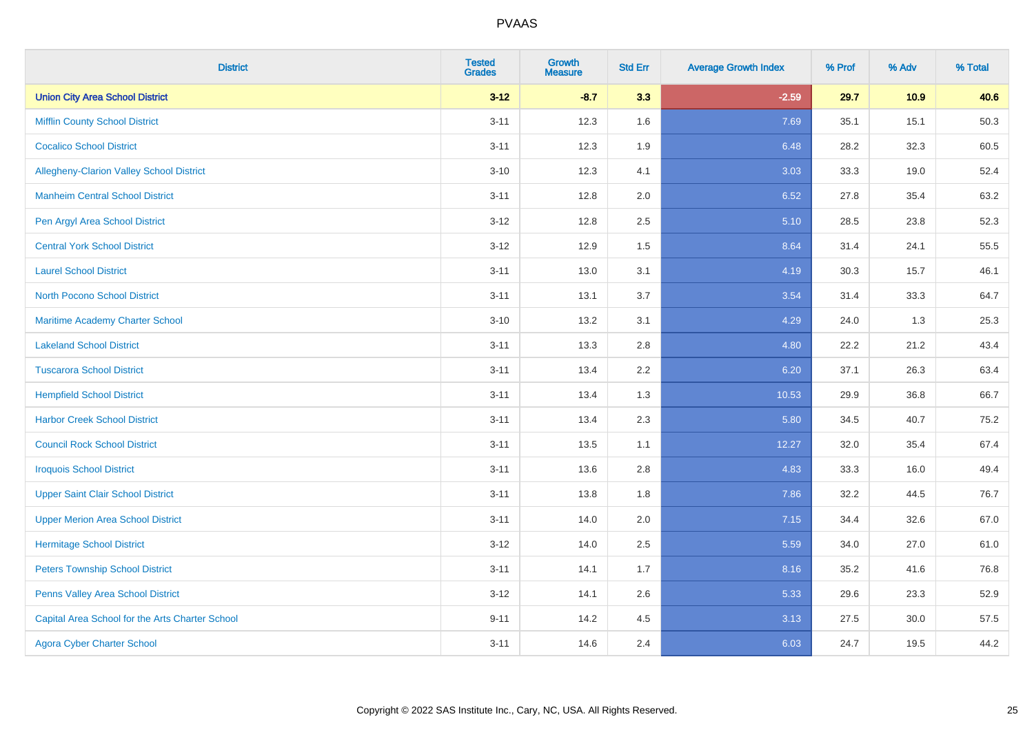# PVAAS

| District | Tested Grades | Growth Measure | Std Err | Average Growth Index | % Prof | % Adv | % Total |
|---|---|---|---|---|---|---|---|
| **Union City Area School District** | **3-12** | **-8.7** | **3.3** | **-2.59** | **29.7** | **10.9** | **40.6** |
| Mifflin County School District | 3-11 | 12.3 | 1.6 | 7.69 | 35.1 | 15.1 | 50.3 |
| Cocalico School District | 3-11 | 12.3 | 1.9 | 6.48 | 28.2 | 32.3 | 60.5 |
| Allegheny-Clarion Valley School District | 3-10 | 12.3 | 4.1 | 3.03 | 33.3 | 19.0 | 52.4 |
| Manheim Central School District | 3-11 | 12.8 | 2.0 | 6.52 | 27.8 | 35.4 | 63.2 |
| Pen Argyl Area School District | 3-12 | 12.8 | 2.5 | 5.10 | 28.5 | 23.8 | 52.3 |
| Central York School District | 3-12 | 12.9 | 1.5 | 8.64 | 31.4 | 24.1 | 55.5 |
| Laurel School District | 3-11 | 13.0 | 3.1 | 4.19 | 30.3 | 15.7 | 46.1 |
| North Pocono School District | 3-11 | 13.1 | 3.7 | 3.54 | 31.4 | 33.3 | 64.7 |
| Maritime Academy Charter School | 3-10 | 13.2 | 3.1 | 4.29 | 24.0 | 1.3 | 25.3 |
| Lakeland School District | 3-11 | 13.3 | 2.8 | 4.80 | 22.2 | 21.2 | 43.4 |
| Tuscarora School District | 3-11 | 13.4 | 2.2 | 6.20 | 37.1 | 26.3 | 63.4 |
| Hempfield School District | 3-11 | 13.4 | 1.3 | 10.53 | 29.9 | 36.8 | 66.7 |
| Harbor Creek School District | 3-11 | 13.4 | 2.3 | 5.80 | 34.5 | 40.7 | 75.2 |
| Council Rock School District | 3-11 | 13.5 | 1.1 | 12.27 | 32.0 | 35.4 | 67.4 |
| Iroquois School District | 3-11 | 13.6 | 2.8 | 4.83 | 33.3 | 16.0 | 49.4 |
| Upper Saint Clair School District | 3-11 | 13.8 | 1.8 | 7.86 | 32.2 | 44.5 | 76.7 |
| Upper Merion Area School District | 3-11 | 14.0 | 2.0 | 7.15 | 34.4 | 32.6 | 67.0 |
| Hermitage School District | 3-12 | 14.0 | 2.5 | 5.59 | 34.0 | 27.0 | 61.0 |
| Peters Township School District | 3-11 | 14.1 | 1.7 | 8.16 | 35.2 | 41.6 | 76.8 |
| Penns Valley Area School District | 3-12 | 14.1 | 2.6 | 5.33 | 29.6 | 23.3 | 52.9 |
| Capital Area School for the Arts Charter School | 9-11 | 14.2 | 4.5 | 3.13 | 27.5 | 30.0 | 57.5 |
| Agora Cyber Charter School | 3-11 | 14.6 | 2.4 | 6.03 | 24.7 | 19.5 | 44.2 |

Copyright © 2022 SAS Institute Inc., Cary, NC, USA. All Rights Reserved.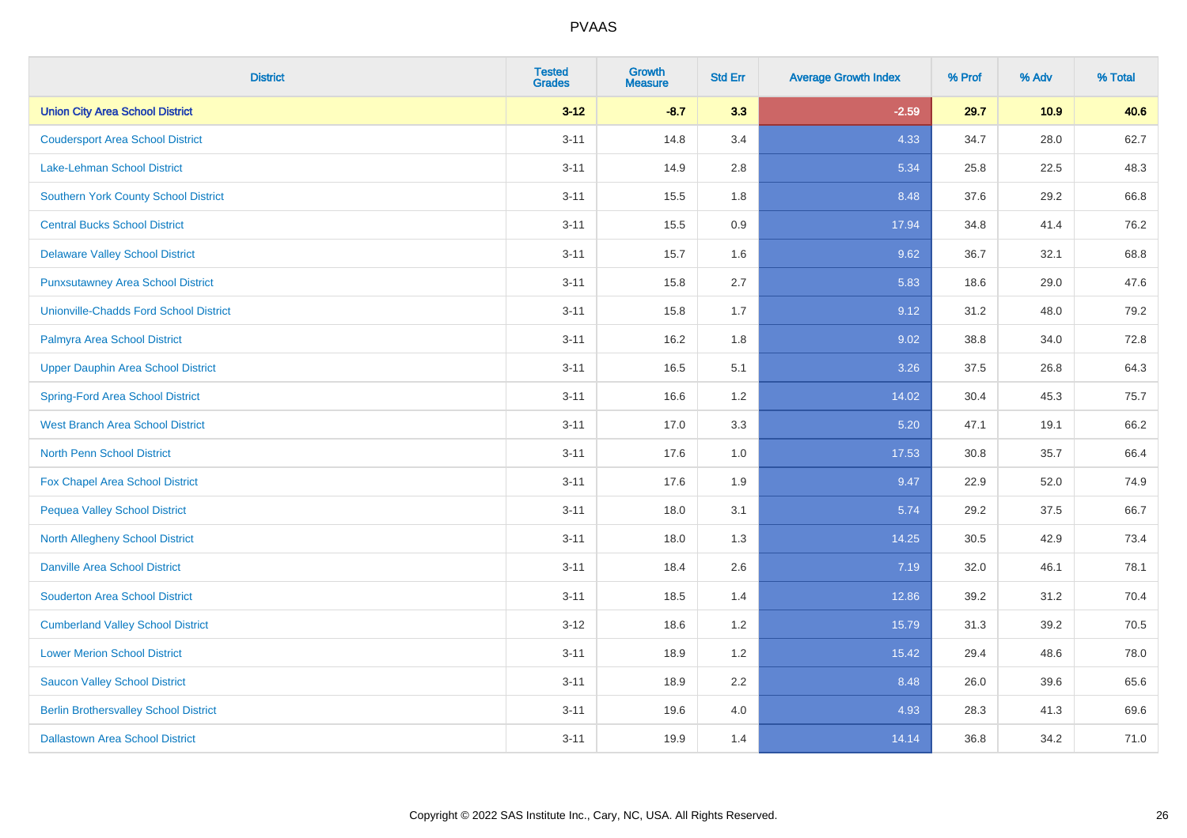# PVAAS

| District | Tested Grades | Growth Measure | Std Err | Average Growth Index | % Prof | % Adv | % Total |
|---|---|---|---|---|---|---|---|
| **Union City Area School District** | **3-12** | **-8.7** | **3.3** | **-2.59** | **29.7** | **10.9** | **40.6** |
| Coudersport Area School District | 3-11 | 14.8 | 3.4 | 4.33 | 34.7 | 28.0 | 62.7 |
| Lake-Lehman School District | 3-11 | 14.9 | 2.8 | 5.34 | 25.8 | 22.5 | 48.3 |
| Southern York County School District | 3-11 | 15.5 | 1.8 | 8.48 | 37.6 | 29.2 | 66.8 |
| Central Bucks School District | 3-11 | 15.5 | 0.9 | 17.94 | 34.8 | 41.4 | 76.2 |
| Delaware Valley School District | 3-11 | 15.7 | 1.6 | 9.62 | 36.7 | 32.1 | 68.8 |
| Punxsutawney Area School District | 3-11 | 15.8 | 2.7 | 5.83 | 18.6 | 29.0 | 47.6 |
| Unionville-Chadds Ford School District | 3-11 | 15.8 | 1.7 | 9.12 | 31.2 | 48.0 | 79.2 |
| Palmyra Area School District | 3-11 | 16.2 | 1.8 | 9.02 | 38.8 | 34.0 | 72.8 |
| Upper Dauphin Area School District | 3-11 | 16.5 | 5.1 | 3.26 | 37.5 | 26.8 | 64.3 |
| Spring-Ford Area School District | 3-11 | 16.6 | 1.2 | 14.02 | 30.4 | 45.3 | 75.7 |
| West Branch Area School District | 3-11 | 17.0 | 3.3 | 5.20 | 47.1 | 19.1 | 66.2 |
| North Penn School District | 3-11 | 17.6 | 1.0 | 17.53 | 30.8 | 35.7 | 66.4 |
| Fox Chapel Area School District | 3-11 | 17.6 | 1.9 | 9.47 | 22.9 | 52.0 | 74.9 |
| Pequea Valley School District | 3-11 | 18.0 | 3.1 | 5.74 | 29.2 | 37.5 | 66.7 |
| North Allegheny School District | 3-11 | 18.0 | 1.3 | 14.25 | 30.5 | 42.9 | 73.4 |
| Danville Area School District | 3-11 | 18.4 | 2.6 | 7.19 | 32.0 | 46.1 | 78.1 |
| Souderton Area School District | 3-11 | 18.5 | 1.4 | 12.86 | 39.2 | 31.2 | 70.4 |
| Cumberland Valley School District | 3-12 | 18.6 | 1.2 | 15.79 | 31.3 | 39.2 | 70.5 |
| Lower Merion School District | 3-11 | 18.9 | 1.2 | 15.42 | 29.4 | 48.6 | 78.0 |
| Saucon Valley School District | 3-11 | 18.9 | 2.2 | 8.48 | 26.0 | 39.6 | 65.6 |
| Berlin Brothersvalley School District | 3-11 | 19.6 | 4.0 | 4.93 | 28.3 | 41.3 | 69.6 |
| Dallastown Area School District | 3-11 | 19.9 | 1.4 | 14.14 | 36.8 | 34.2 | 71.0 |

Copyright © 2022 SAS Institute Inc., Cary, NC, USA. All Rights Reserved.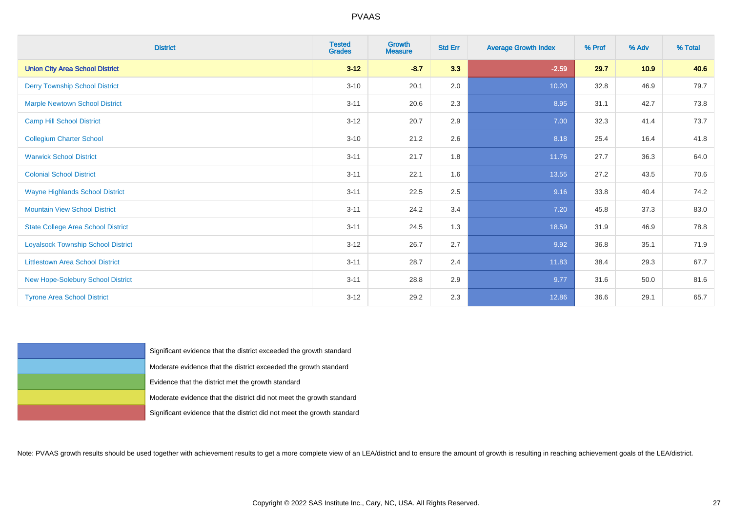PVAAS

| District | Tested Grades | Growth Measure | Std Err | Average Growth Index | % Prof | % Adv | % Total |
|---|---|---|---|---|---|---|---|
| **Union City Area School District** | **3-12** | **-8.7** | **3.3** | **-2.59** | **29.7** | **10.9** | **40.6** |
| Derry Township School District | 3-10 | 20.1 | 2.0 | 10.20 | 32.8 | 46.9 | 79.7 |
| Marple Newtown School District | 3-11 | 20.6 | 2.3 | 8.95 | 31.1 | 42.7 | 73.8 |
| Camp Hill School District | 3-12 | 20.7 | 2.9 | 7.00 | 32.3 | 41.4 | 73.7 |
| Collegium Charter School | 3-10 | 21.2 | 2.6 | 8.18 | 25.4 | 16.4 | 41.8 |
| Warwick School District | 3-11 | 21.7 | 1.8 | 11.76 | 27.7 | 36.3 | 64.0 |
| Colonial School District | 3-11 | 22.1 | 1.6 | 13.55 | 27.2 | 43.5 | 70.6 |
| Wayne Highlands School District | 3-11 | 22.5 | 2.5 | 9.16 | 33.8 | 40.4 | 74.2 |
| Mountain View School District | 3-11 | 24.2 | 3.4 | 7.20 | 45.8 | 37.3 | 83.0 |
| State College Area School District | 3-11 | 24.5 | 1.3 | 18.59 | 31.9 | 46.9 | 78.8 |
| Loyalsock Township School District | 3-12 | 26.7 | 2.7 | 9.92 | 36.8 | 35.1 | 71.9 |
| Littlestown Area School District | 3-11 | 28.7 | 2.4 | 11.83 | 38.4 | 29.3 | 67.7 |
| New Hope-Solebury School District | 3-11 | 28.8 | 2.9 | 9.77 | 31.6 | 50.0 | 81.6 |
| Tyrone Area School District | 3-12 | 29.2 | 2.3 | 12.86 | 36.6 | 29.1 | 65.7 |

Significant evidence that the district exceeded the growth standard

Moderate evidence that the district exceeded the growth standard

Evidence that the district met the growth standard

Moderate evidence that the district did not meet the growth standard

Significant evidence that the district did not meet the growth standard

Note: PVAAS growth results should be used together with achievement results to get a more complete view of an LEA/district and to ensure the amount of growth is resulting in reaching achievement goals of the LEA/district.

Copyright © 2022 SAS Institute Inc., Cary, NC, USA. All Rights Reserved.